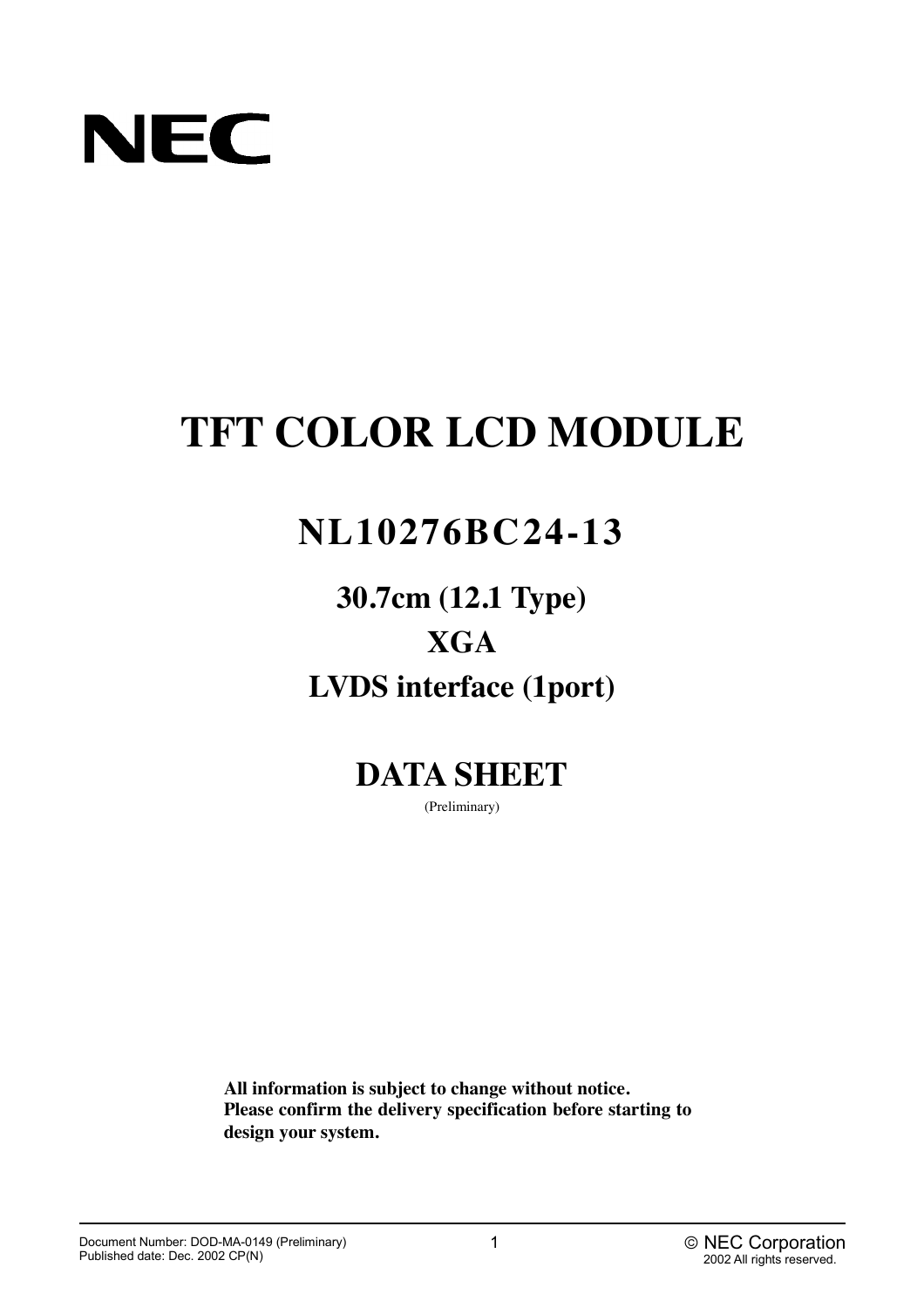NEC

# TFT COLOR LCD MODULE

## NL10276BC24-13

### 30.7cm (12.1 Type)

### XGA

### LVDS interface (1port)

## DATA SHEET

(Preliminary)

**All information is subject to change without notice.**
**Please confirm the delivery specification before starting to design your system.**

Document Number: DOD-MA-0149 (Preliminary)
Published date: Dec. 2002 CP(N)

© NEC Corporation
2002 All rights reserved.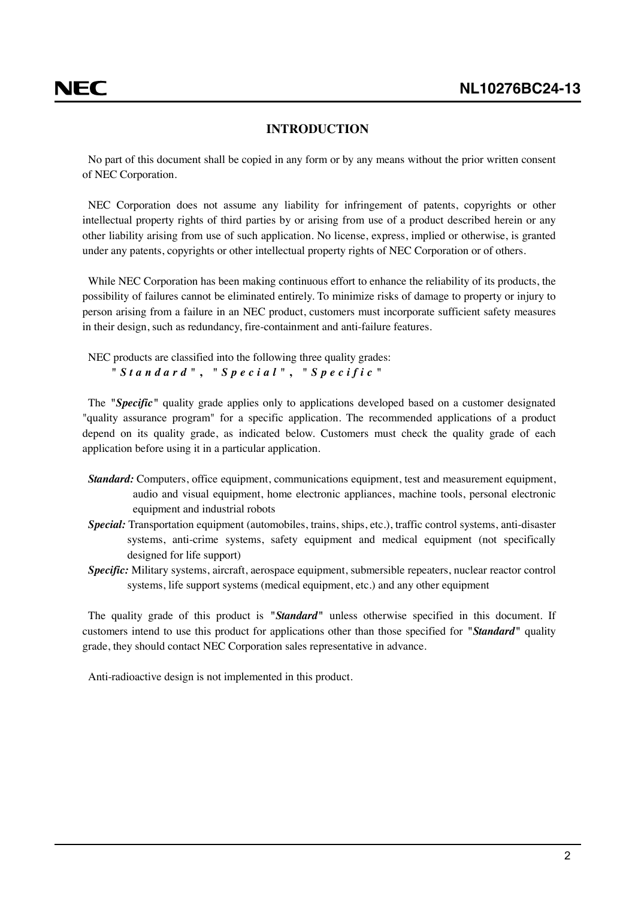## INTRODUCTION

No part of this document shall be copied in any form or by any means without the prior written consent of NEC Corporation.

NEC Corporation does not assume any liability for infringement of patents, copyrights or other intellectual property rights of third parties by or arising from use of a product described herein or any other liability arising from use of such application. No license, express, implied or otherwise, is granted under any patents, copyrights or other intellectual property rights of NEC Corporation or of others.

While NEC Corporation has been making continuous effort to enhance the reliability of its products, the possibility of failures cannot be eliminated entirely. To minimize risks of damage to property or injury to person arising from a failure in an NEC product, customers must incorporate sufficient safety measures in their design, such as redundancy, fire-containment and anti-failure features.

NEC products are classified into the following three quality grades:
"***Standard***", "***Special***", "***Specific***"

The "***Specific***" quality grade applies only to applications developed based on a customer designated "quality assurance program" for a specific application. The recommended applications of a product depend on its quality grade, as indicated below. Customers must check the quality grade of each application before using it in a particular application.

***Standard:*** Computers, office equipment, communications equipment, test and measurement equipment, audio and visual equipment, home electronic appliances, machine tools, personal electronic equipment and industrial robots

***Special:*** Transportation equipment (automobiles, trains, ships, etc.), traffic control systems, anti-disaster systems, anti-crime systems, safety equipment and medical equipment (not specifically designed for life support)

***Specific:*** Military systems, aircraft, aerospace equipment, submersible repeaters, nuclear reactor control systems, life support systems (medical equipment, etc.) and any other equipment

The quality grade of this product is "***Standard***" unless otherwise specified in this document. If customers intend to use this product for applications other than those specified for "***Standard***" quality grade, they should contact NEC Corporation sales representative in advance.

Anti-radioactive design is not implemented in this product.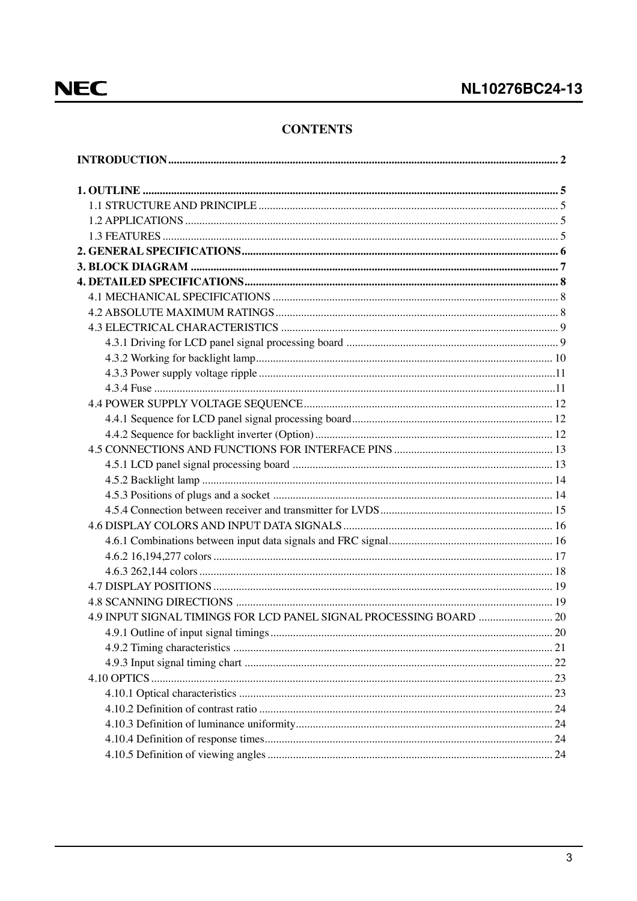# CONTENTS

**INTRODUCTION** .......... 2

**1. OUTLINE** .......... 5
- 1.1 STRUCTURE AND PRINCIPLE .......... 5
- 1.2 APPLICATIONS .......... 5
- 1.3 FEATURES .......... 5

**2. GENERAL SPECIFICATIONS** .......... 6

**3. BLOCK DIAGRAM** .......... 7

**4. DETAILED SPECIFICATIONS** .......... 8
- 4.1 MECHANICAL SPECIFICATIONS .......... 8
- 4.2 ABSOLUTE MAXIMUM RATINGS .......... 8
- 4.3 ELECTRICAL CHARACTERISTICS .......... 9
  - 4.3.1 Driving for LCD panel signal processing board .......... 9
  - 4.3.2 Working for backlight lamp .......... 10
  - 4.3.3 Power supply voltage ripple .......... 11
  - 4.3.4 Fuse .......... 11
- 4.4 POWER SUPPLY VOLTAGE SEQUENCE .......... 12
  - 4.4.1 Sequence for LCD panel signal processing board .......... 12
  - 4.4.2 Sequence for backlight inverter (Option) .......... 12
- 4.5 CONNECTIONS AND FUNCTIONS FOR INTERFACE PINS .......... 13
  - 4.5.1 LCD panel signal processing board .......... 13
  - 4.5.2 Backlight lamp .......... 14
  - 4.5.3 Positions of plugs and a socket .......... 14
  - 4.5.4 Connection between receiver and transmitter for LVDS .......... 15
- 4.6 DISPLAY COLORS AND INPUT DATA SIGNALS .......... 16
  - 4.6.1 Combinations between input data signals and FRC signal .......... 16
  - 4.6.2 16,194,277 colors .......... 17
  - 4.6.3 262,144 colors .......... 18
- 4.7 DISPLAY POSITIONS .......... 19
- 4.8 SCANNING DIRECTIONS .......... 19
- 4.9 INPUT SIGNAL TIMINGS FOR LCD PANEL SIGNAL PROCESSING BOARD .......... 20
  - 4.9.1 Outline of input signal timings .......... 20
  - 4.9.2 Timing characteristics .......... 21
  - 4.9.3 Input signal timing chart .......... 22
- 4.10 OPTICS .......... 23
  - 4.10.1 Optical characteristics .......... 23
  - 4.10.2 Definition of contrast ratio .......... 24
  - 4.10.3 Definition of luminance uniformity .......... 24
  - 4.10.4 Definition of response times .......... 24
  - 4.10.5 Definition of viewing angles .......... 24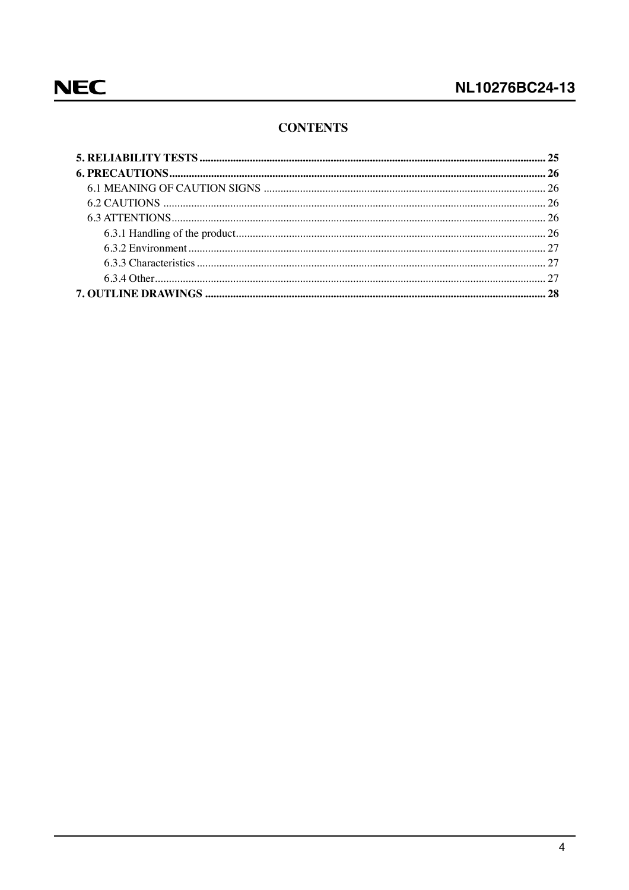## CONTENTS

**5. RELIABILITY TESTS ........................................................................................................................ 25**

**6. PRECAUTIONS................................................................................................................................... 26**

- 6.1 MEANING OF CAUTION SIGNS ................................................................................................. 26
- 6.2 CAUTIONS ..................................................................................................................................... 26
- 6.3 ATTENTIONS.................................................................................................................................. 26
  - 6.3.1 Handling of the product........................................................................................................... 26
  - 6.3.2 Environment ............................................................................................................................ 27
  - 6.3.3 Characteristics ......................................................................................................................... 27
  - 6.3.4 Other........................................................................................................................................ 27

**7. OUTLINE DRAWINGS ...................................................................................................................... 28**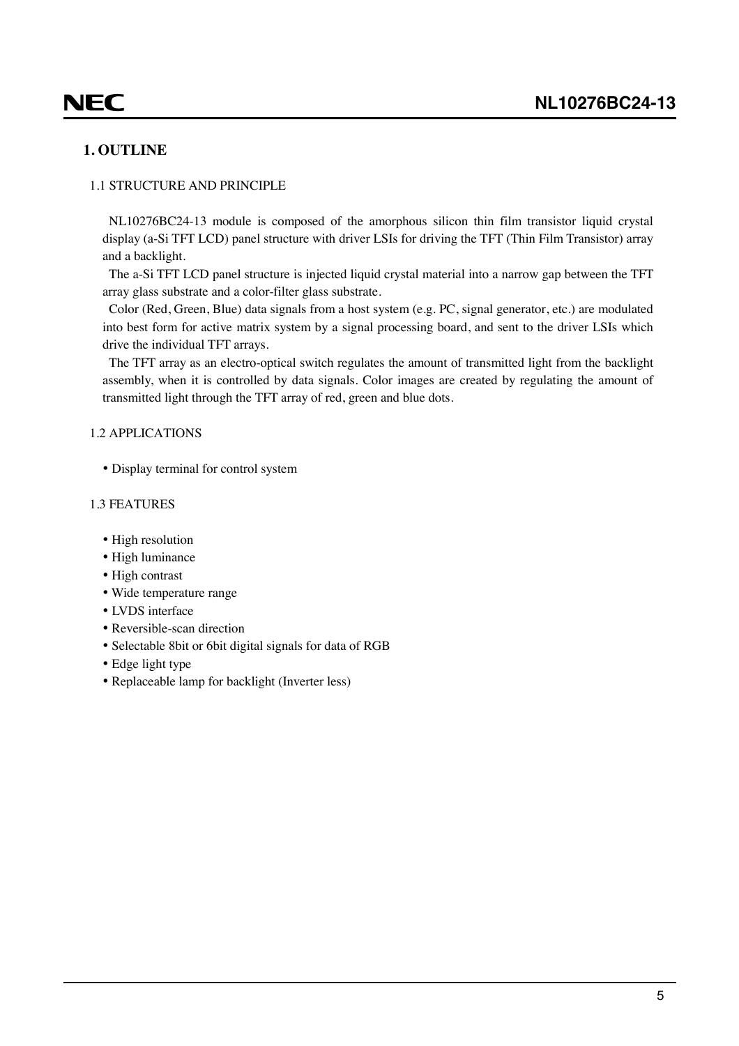# 1. OUTLINE

## 1.1 STRUCTURE AND PRINCIPLE

NL10276BC24-13 module is composed of the amorphous silicon thin film transistor liquid crystal display (a-Si TFT LCD) panel structure with driver LSIs for driving the TFT (Thin Film Transistor) array and a backlight.

The a-Si TFT LCD panel structure is injected liquid crystal material into a narrow gap between the TFT array glass substrate and a color-filter glass substrate.

Color (Red, Green, Blue) data signals from a host system (e.g. PC, signal generator, etc.) are modulated into best form for active matrix system by a signal processing board, and sent to the driver LSIs which drive the individual TFT arrays.

The TFT array as an electro-optical switch regulates the amount of transmitted light from the backlight assembly, when it is controlled by data signals. Color images are created by regulating the amount of transmitted light through the TFT array of red, green and blue dots.

## 1.2 APPLICATIONS

- Display terminal for control system

## 1.3 FEATURES

- High resolution
- High luminance
- High contrast
- Wide temperature range
- LVDS interface
- Reversible-scan direction
- Selectable 8bit or 6bit digital signals for data of RGB
- Edge light type
- Replaceable lamp for backlight (Inverter less)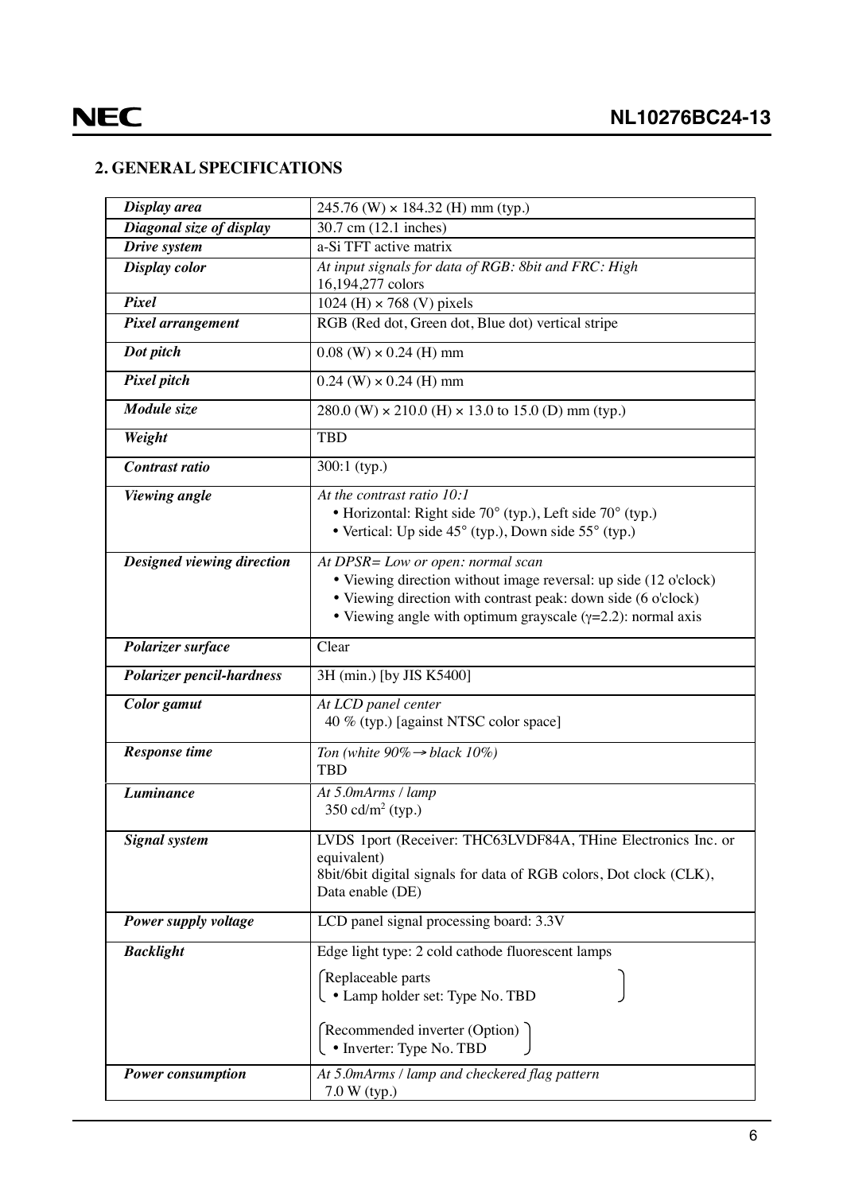## 2. GENERAL SPECIFICATIONS

| | |
|---|---|
| ***Display area*** | 245.76 (W) × 184.32 (H) mm (typ.) |
| ***Diagonal size of display*** | 30.7 cm (12.1 inches) |
| ***Drive system*** | a-Si TFT active matrix |
| ***Display color*** | *At input signals for data of RGB: 8bit and FRC: High*<br>16,194,277 colors |
| ***Pixel*** | 1024 (H) × 768 (V) pixels |
| ***Pixel arrangement*** | RGB (Red dot, Green dot, Blue dot) vertical stripe |
| ***Dot pitch*** | 0.08 (W) × 0.24 (H) mm |
| ***Pixel pitch*** | 0.24 (W) × 0.24 (H) mm |
| ***Module size*** | 280.0 (W) × 210.0 (H) × 13.0 to 15.0 (D) mm (typ.) |
| ***Weight*** | TBD |
| ***Contrast ratio*** | 300:1 (typ.) |
| ***Viewing angle*** | *At the contrast ratio 10:1*<br>• Horizontal: Right side 70° (typ.), Left side 70° (typ.)<br>• Vertical: Up side 45° (typ.), Down side 55° (typ.) |
| ***Designed viewing direction*** | *At DPSR= Low or open: normal scan*<br>• Viewing direction without image reversal: up side (12 o'clock)<br>• Viewing direction with contrast peak: down side (6 o'clock)<br>• Viewing angle with optimum grayscale (γ=2.2): normal axis |
| ***Polarizer surface*** | Clear |
| ***Polarizer pencil-hardness*** | 3H (min.) [by JIS K5400] |
| ***Color gamut*** | *At LCD panel center*<br>40 % (typ.) [against NTSC color space] |
| ***Response time*** | *Ton (white 90%→black 10%)*<br>TBD |
| ***Luminance*** | *At 5.0mArms / lamp*<br>350 cd/m$^2$ (typ.) |
| ***Signal system*** | LVDS 1port (Receiver: THC63LVDF84A, THine Electronics Inc. or equivalent)<br>8bit/6bit digital signals for data of RGB colors, Dot clock (CLK), Data enable (DE) |
| ***Power supply voltage*** | LCD panel signal processing board: 3.3V |
| ***Backlight*** | Edge light type: 2 cold cathode fluorescent lamps<br>(Replaceable parts<br>• Lamp holder set: Type No. TBD)<br>(Recommended inverter (Option)<br>• Inverter: Type No. TBD) |
| ***Power consumption*** | *At 5.0mArms / lamp and checkered flag pattern*<br>7.0 W (typ.) |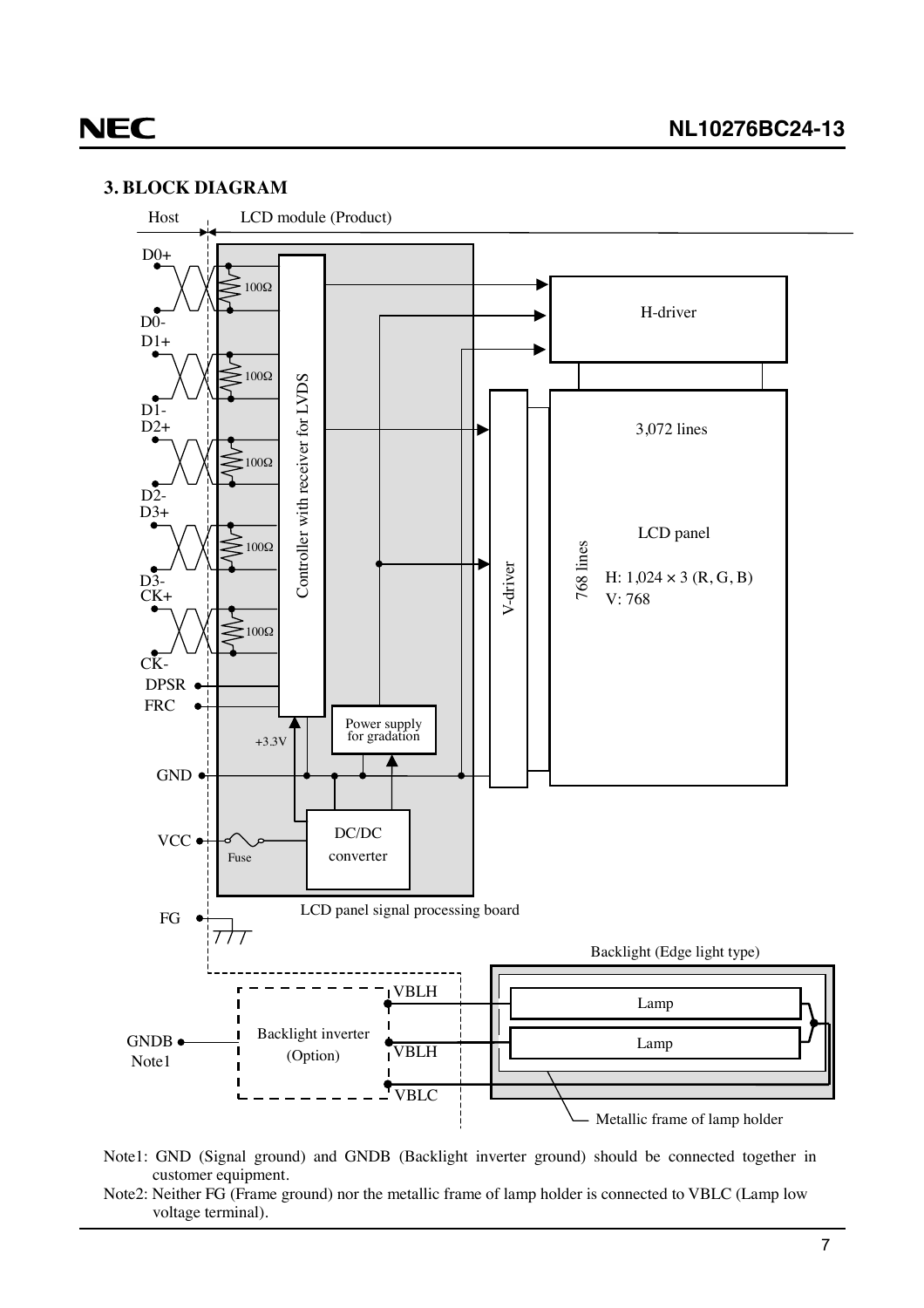## 3. BLOCK DIAGRAM

Host | LCD module (Product)

D0+, D0-, D1+, D1-, D2+, D2-, D3+, D3-, CK+, CK- (each pair terminated with 100Ω)

DPSR
FRC
GND
VCC
FG

Controller with receiver for LVDS

Power supply for gradation

+3.3V

Fuse

DC/DC converter

LCD panel signal processing board

H-driver

V-driver

3,072 lines

768 lines

LCD panel

H: 1,024 × 3 (R, G, B)
V: 768

Backlight (Edge light type)

Backlight inverter (Option)

VBLH
VBLH
VBLC

Lamp
Lamp

GNDB Note1

Metallic frame of lamp holder

Note1: GND (Signal ground) and GNDB (Backlight inverter ground) should be connected together in customer equipment.

Note2: Neither FG (Frame ground) nor the metallic frame of lamp holder is connected to VBLC (Lamp low voltage terminal).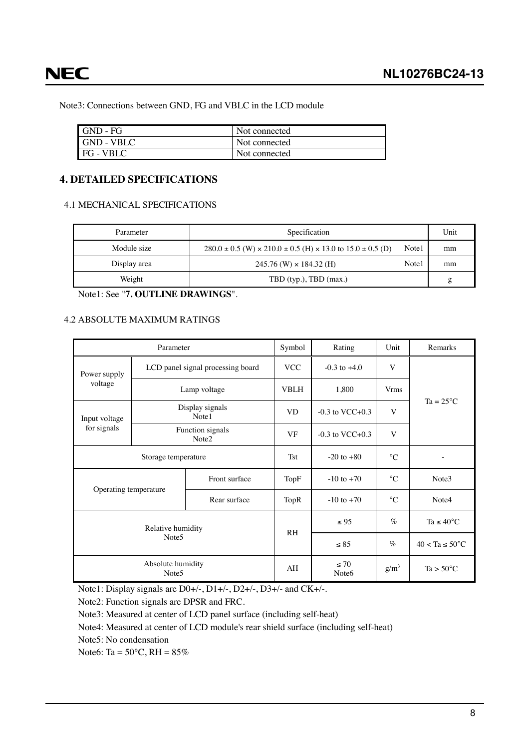Note3: Connections between GND, FG and VBLC in the LCD module

| GND - FG | Not connected |
|---|---|
| GND - VBLC | Not connected |
| FG - VBLC | Not connected |

## 4. DETAILED SPECIFICATIONS

### 4.1 MECHANICAL SPECIFICATIONS

| Parameter | Specification | | Unit |
|---|---|---|---|
| Module size | 280.0 ± 0.5 (W) × 210.0 ± 0.5 (H) × 13.0 to 15.0 ± 0.5 (D) | Note1 | mm |
| Display area | 245.76 (W) × 184.32 (H) | Note1 | mm |
| Weight | TBD (typ.), TBD (max.) | | g |

Note1: See "**7. OUTLINE DRAWINGS**".

### 4.2 ABSOLUTE MAXIMUM RATINGS

| Parameter | | Symbol | Rating | Unit | Remarks |
|---|---|---|---|---|---|
| Power supply voltage | LCD panel signal processing board | VCC | -0.3 to +4.0 | V | Ta = 25°C |
| | Lamp voltage | VBLH | 1,800 | Vrms | |
| Input voltage for signals | Display signals Note1 | VD | -0.3 to VCC+0.3 | V | |
| | Function signals Note2 | VF | -0.3 to VCC+0.3 | V | |
| Storage temperature | | Tst | -20 to +80 | °C | - |
| Operating temperature | Front surface | TopF | -10 to +70 | °C | Note3 |
| | Rear surface | TopR | -10 to +70 | °C | Note4 |
| Relative humidity Note5 | | RH | ≤ 95 | % | Ta ≤ 40°C |
| | | | ≤ 85 | % | 40 < Ta ≤ 50°C |
| Absolute humidity Note5 | | AH | ≤ 70 Note6 | $g/m^3$ | Ta > 50°C |

Note1: Display signals are D0+/-, D1+/-, D2+/-, D3+/- and CK+/-.

Note2: Function signals are DPSR and FRC.

Note3: Measured at center of LCD panel surface (including self-heat)

Note4: Measured at center of LCD module's rear shield surface (including self-heat)

Note5: No condensation

Note6: Ta = 50°C, RH = 85%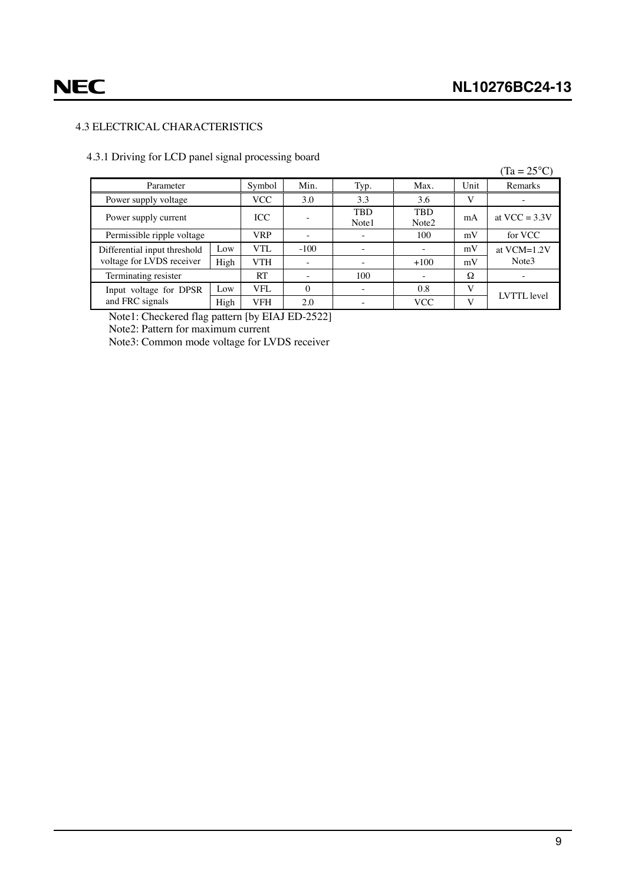## 4.3 ELECTRICAL CHARACTERISTICS

### 4.3.1 Driving for LCD panel signal processing board

(Ta = 25°C)

| Parameter | | Symbol | Min. | Typ. | Max. | Unit | Remarks |
|---|---|---|---|---|---|---|---|
| Power supply voltage | | VCC | 3.0 | 3.3 | 3.6 | V | - |
| Power supply current | | ICC | - | TBD Note1 | TBD Note2 | mA | at VCC = 3.3V |
| Permissible ripple voltage | | VRP | - | - | 100 | mV | for VCC |
| Differential input threshold voltage for LVDS receiver | Low | VTL | -100 | - | - | mV | at VCM=1.2V Note3 |
| | High | VTH | - | - | +100 | mV | |
| Terminating resister | | RT | - | 100 | - | Ω | - |
| Input voltage for DPSR and FRC signals | Low | VFL | 0 | - | 0.8 | V | LVTTL level |
| | High | VFH | 2.0 | - | VCC | V | |

Note1: Checkered flag pattern [by EIAJ ED-2522]

Note2: Pattern for maximum current

Note3: Common mode voltage for LVDS receiver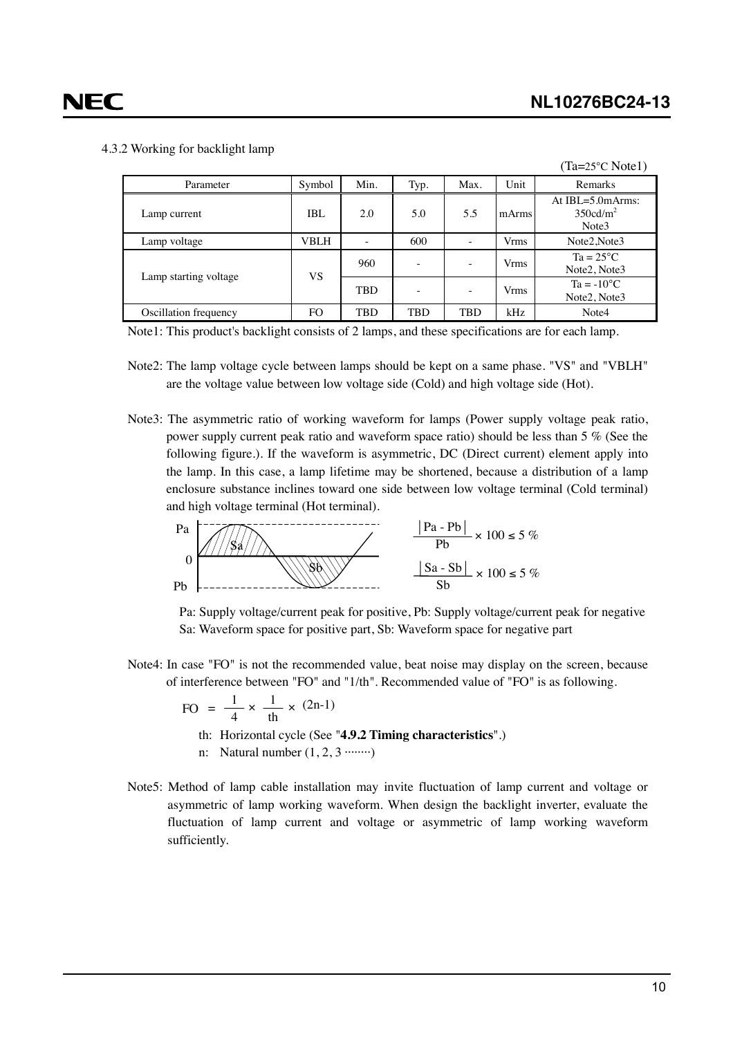### 4.3.2 Working for backlight lamp

(Ta=25°C Note1)

| Parameter | Symbol | Min. | Typ. | Max. | Unit | Remarks |
|---|---|---|---|---|---|---|
| Lamp current | IBL | 2.0 | 5.0 | 5.5 | mArms | At IBL=5.0mArms: 350cd/m$^2$ Note3 |
| Lamp voltage | VBLH | - | 600 | - | Vrms | Note2,Note3 |
| Lamp starting voltage | VS | 960 | - | - | Vrms | Ta = 25°C Note2, Note3 |
| | | TBD | - | - | Vrms | Ta = -10°C Note2, Note3 |
| Oscillation frequency | FO | TBD | TBD | TBD | kHz | Note4 |

Note1: This product's backlight consists of 2 lamps, and these specifications are for each lamp.

Note2: The lamp voltage cycle between lamps should be kept on a same phase. "VS" and "VBLH" are the voltage value between low voltage side (Cold) and high voltage side (Hot).

Note3: The asymmetric ratio of working waveform for lamps (Power supply voltage peak ratio, power supply current peak ratio and waveform space ratio) should be less than 5 % (See the following figure.). If the waveform is asymmetric, DC (Direct current) element apply into the lamp. In this case, a lamp lifetime may be shortened, because a distribution of a lamp enclosure substance inclines toward one side between low voltage terminal (Cold terminal) and high voltage terminal (Hot terminal).

$$\frac{|Pa - Pb|}{Pb} \times 100 \leq 5\ \%$$

$$\frac{|Sa - Sb|}{Sb} \times 100 \leq 5\ \%$$

Pa: Supply voltage/current peak for positive, Pb: Supply voltage/current peak for negative
Sa: Waveform space for positive part, Sb: Waveform space for negative part

Note4: In case "FO" is not the recommended value, beat noise may display on the screen, because of interference between "FO" and "1/th". Recommended value of "FO" is as following.

$$FO = \frac{1}{4} \times \frac{1}{th} \times (2n-1)$$

th: Horizontal cycle (See "**4.9.2 Timing characteristics**".)
n: Natural number (1, 2, 3 ········)

Note5: Method of lamp cable installation may invite fluctuation of lamp current and voltage or asymmetric of lamp working waveform. When design the backlight inverter, evaluate the fluctuation of lamp current and voltage or asymmetric of lamp working waveform sufficiently.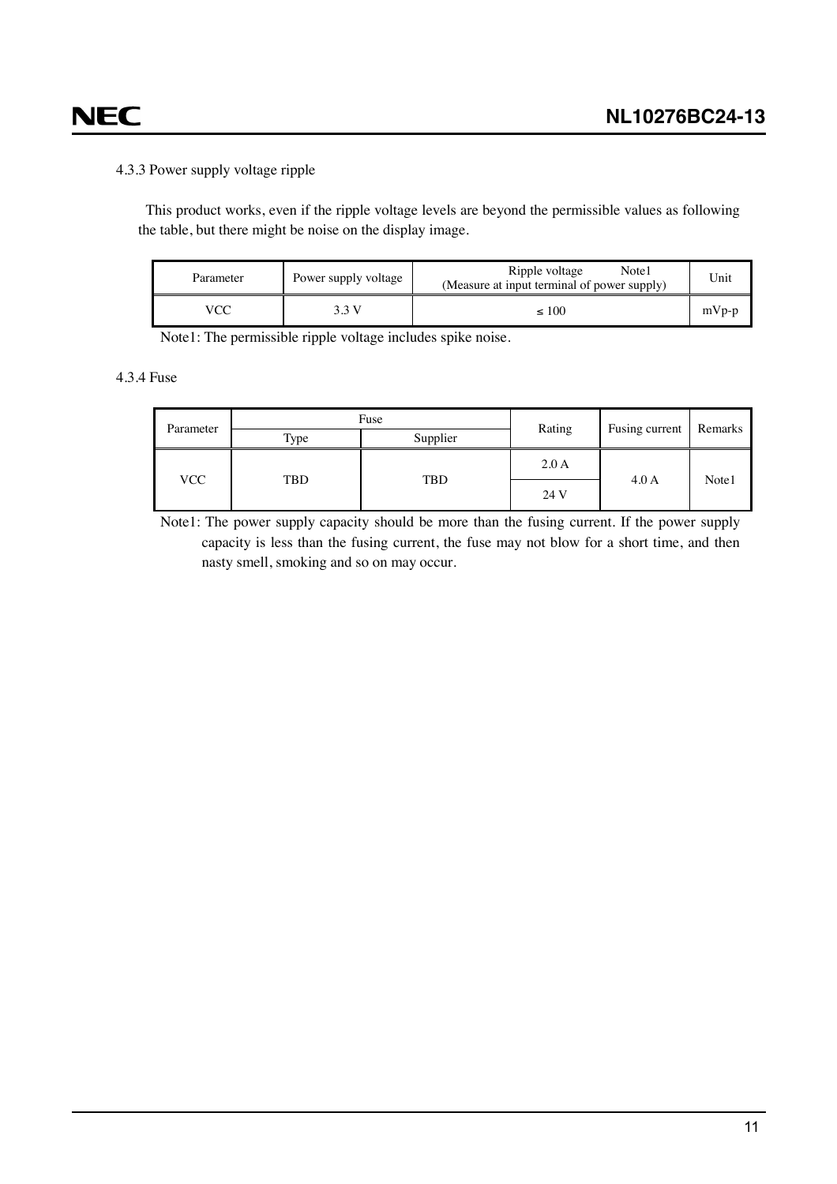4.3.3 Power supply voltage ripple

This product works, even if the ripple voltage levels are beyond the permissible values as following the table, but there might be noise on the display image.

| Parameter | Power supply voltage | Ripple voltage Note1 (Measure at input terminal of power supply) | Unit |
|---|---|---|---|
| VCC | 3.3 V | ≤ 100 | mVp-p |

Note1: The permissible ripple voltage includes spike noise.

4.3.4 Fuse

| Parameter | Fuse | | Rating | Fusing current | Remarks |
|---|---|---|---|---|---|
| | Type | Supplier | | | |
| VCC | TBD | TBD | 2.0 A | 4.0 A | Note1 |
| | | | 24 V | | |

Note1: The power supply capacity should be more than the fusing current. If the power supply capacity is less than the fusing current, the fuse may not blow for a short time, and then nasty smell, smoking and so on may occur.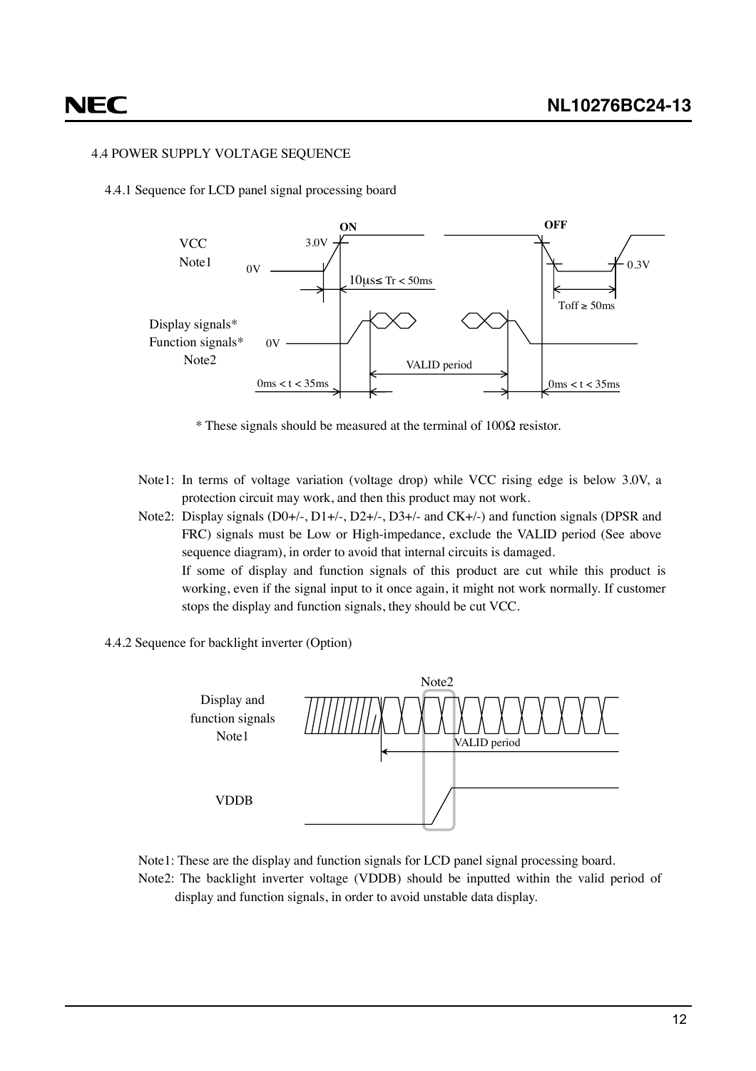### 4.4 POWER SUPPLY VOLTAGE SEQUENCE

#### 4.4.1 Sequence for LCD panel signal processing board

VCC Note1 — ON: 0V → 3.0V, $10\mu s \leq Tr < 50ms$; OFF: 0.3V, Toff ≥ 50ms

Display signals* / Function signals* Note2 — 0V; 0ms < t < 35ms; VALID period; 0ms < t < 35ms

\* These signals should be measured at the terminal of 100Ω resistor.

Note1: In terms of voltage variation (voltage drop) while VCC rising edge is below 3.0V, a protection circuit may work, and then this product may not work.

Note2: Display signals (D0+/-, D1+/-, D2+/-, D3+/- and CK+/-) and function signals (DPSR and FRC) signals must be Low or High-impedance, exclude the VALID period (See above sequence diagram), in order to avoid that internal circuits is damaged.
If some of display and function signals of this product are cut while this product is working, even if the signal input to it once again, it might not work normally. If customer stops the display and function signals, they should be cut VCC.

#### 4.4.2 Sequence for backlight inverter (Option)

Display and function signals Note1 — VALID period; Note2; VDDB

Note1: These are the display and function signals for LCD panel signal processing board.

Note2: The backlight inverter voltage (VDDB) should be inputted within the valid period of display and function signals, in order to avoid unstable data display.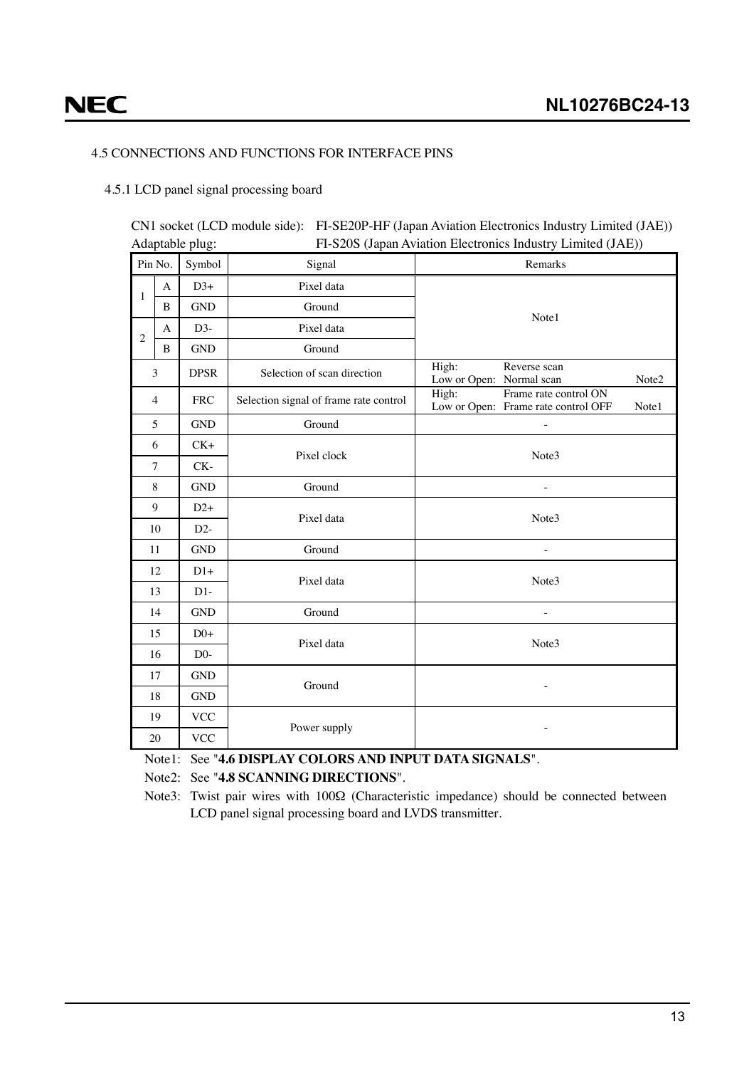### 4.5 CONNECTIONS AND FUNCTIONS FOR INTERFACE PINS

#### 4.5.1 LCD panel signal processing board

CN1 socket (LCD module side): FI-SE20P-HF (Japan Aviation Electronics Industry Limited (JAE))
Adaptable plug: FI-S20S (Japan Aviation Electronics Industry Limited (JAE))

| Pin No. | | Symbol | Signal | Remarks |
|---|---|---|---|---|
| 1 | A | D3+ | Pixel data | Note1 |
| | B | GND | Ground | |
| 2 | A | D3- | Pixel data | |
| | B | GND | Ground | |
| 3 | | DPSR | Selection of scan direction | High: Reverse scan<br>Low or Open: Normal scan Note2 |
| 4 | | FRC | Selection signal of frame rate control | High: Frame rate control ON<br>Low or Open: Frame rate control OFF Note1 |
| 5 | | GND | Ground | - |
| 6 | | CK+ | Pixel clock | Note3 |
| 7 | | CK- | | |
| 8 | | GND | Ground | - |
| 9 | | D2+ | Pixel data | Note3 |
| 10 | | D2- | | |
| 11 | | GND | Ground | - |
| 12 | | D1+ | Pixel data | Note3 |
| 13 | | D1- | | |
| 14 | | GND | Ground | - |
| 15 | | D0+ | Pixel data | Note3 |
| 16 | | D0- | | |
| 17 | | GND | Ground | - |
| 18 | | GND | | |
| 19 | | VCC | Power supply | - |
| 20 | | VCC | | |

Note1: See "**4.6 DISPLAY COLORS AND INPUT DATA SIGNALS**".

Note2: See "**4.8 SCANNING DIRECTIONS**".

Note3: Twist pair wires with 100Ω (Characteristic impedance) should be connected between LCD panel signal processing board and LVDS transmitter.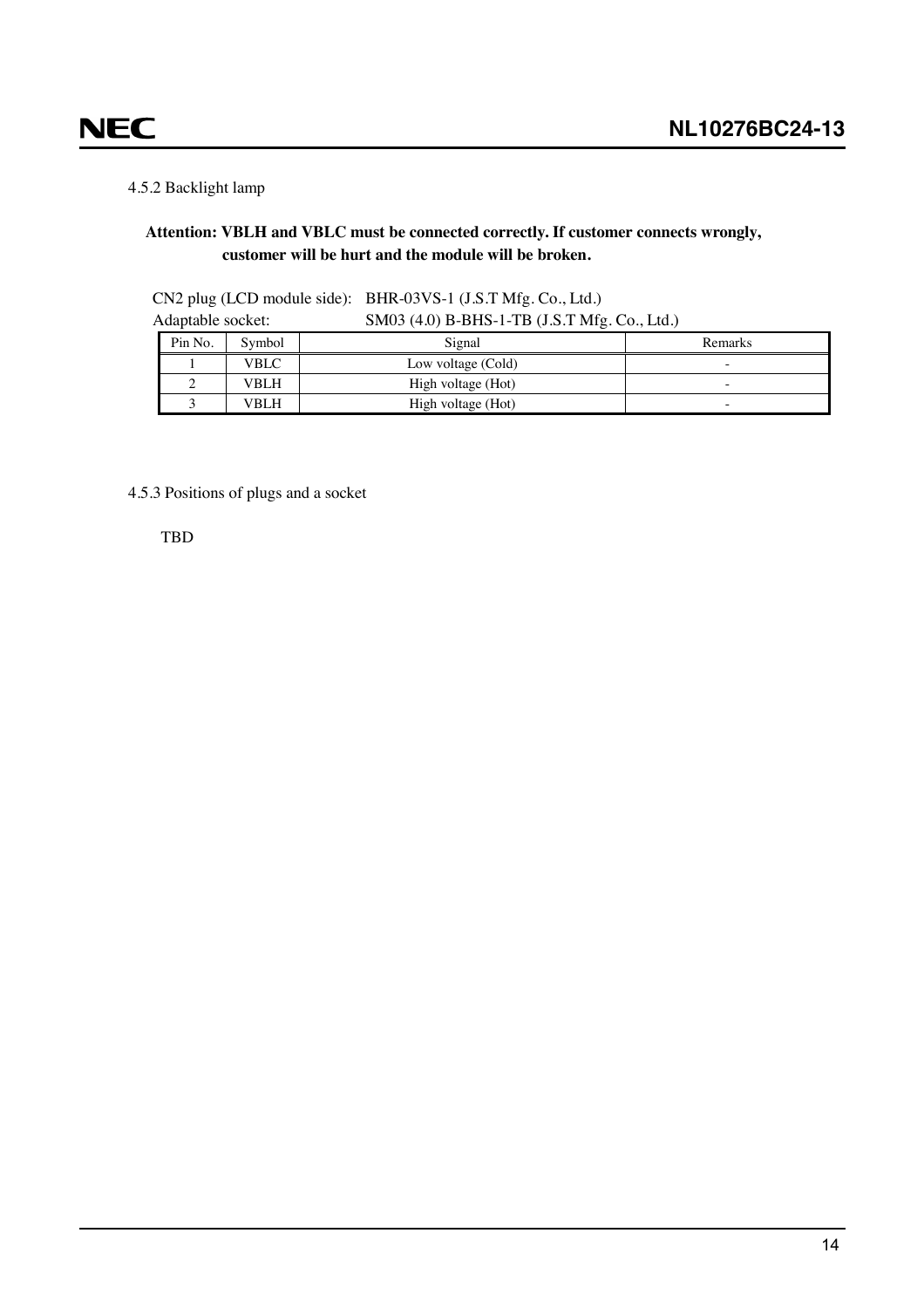### 4.5.2 Backlight lamp

**Attention: VBLH and VBLC must be connected correctly. If customer connects wrongly, customer will be hurt and the module will be broken.**

CN2 plug (LCD module side): BHR-03VS-1 (J.S.T Mfg. Co., Ltd.)
Adaptable socket: SM03 (4.0) B-BHS-1-TB (J.S.T Mfg. Co., Ltd.)

| Pin No. | Symbol | Signal | Remarks |
|---|---|---|---|
| 1 | VBLC | Low voltage (Cold) | - |
| 2 | VBLH | High voltage (Hot) | - |
| 3 | VBLH | High voltage (Hot) | - |

### 4.5.3 Positions of plugs and a socket

TBD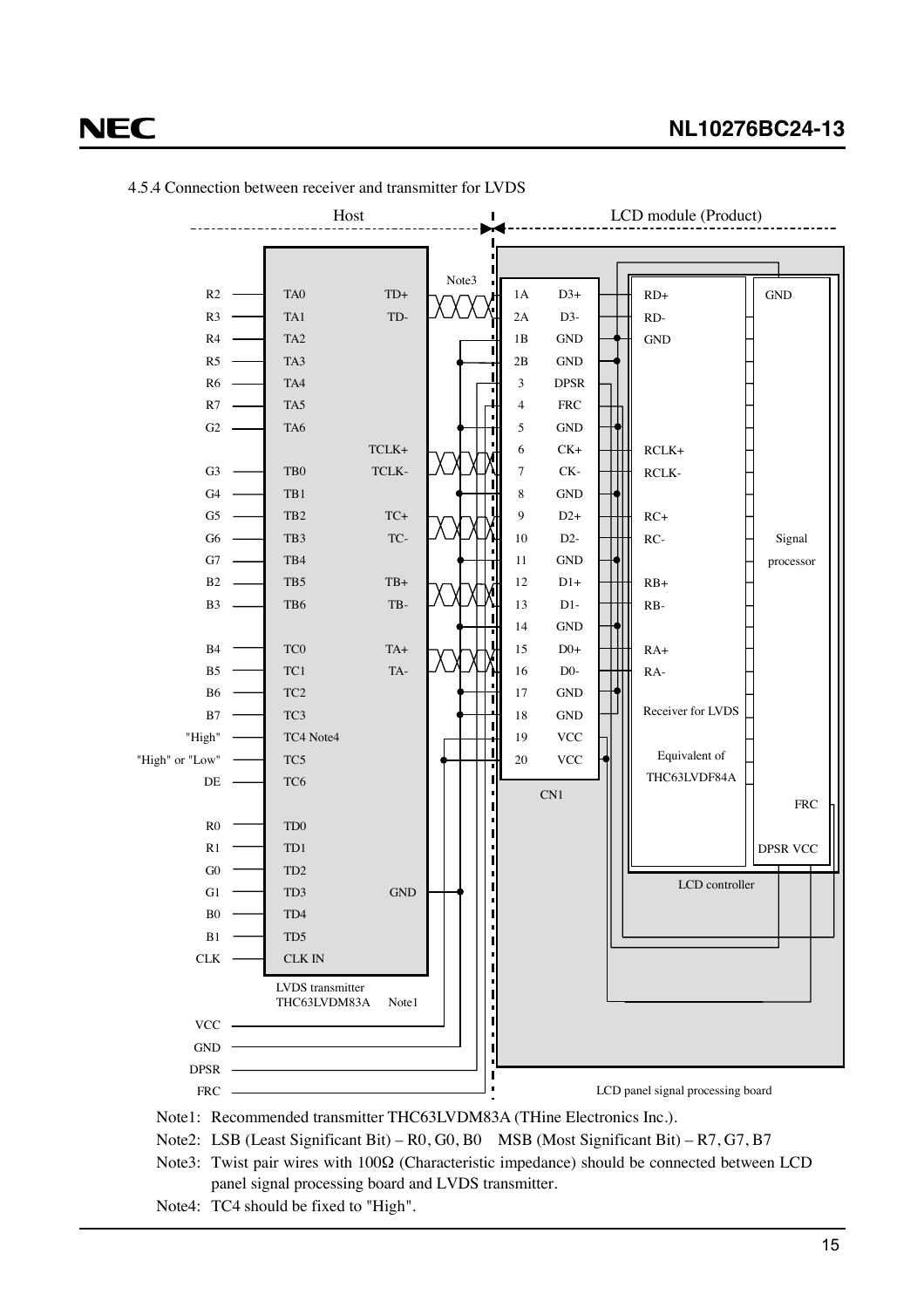4.5.4 Connection between receiver and transmitter for LVDS

Host | LCD module (Product)

| Host signal | LVDS transmitter pin | Transmitter output | CN1 pin | CN1 signal | Receiver for LVDS |
|---|---|---|---|---|---|
| R2 | TA0 | TD+ | 1A | D3+ | RD+ |
| R3 | TA1 | TD- | 2A | D3- | RD- |
| R4 | TA2 | | 1B | GND | GND |
| R5 | TA3 | | 2B | GND | |
| R6 | TA4 | | 3 | DPSR | |
| R7 | TA5 | | 4 | FRC | |
| G2 | TA6 | | 5 | GND | |
| | | TCLK+ | 6 | CK+ | RCLK+ |
| G3 | TB0 | TCLK- | 7 | CK- | RCLK- |
| G4 | TB1 | | 8 | GND | |
| G5 | TB2 | TC+ | 9 | D2+ | RC+ |
| G6 | TB3 | TC- | 10 | D2- | RC- |
| G7 | TB4 | | 11 | GND | |
| B2 | TB5 | TB+ | 12 | D1+ | RB+ |
| B3 | TB6 | TB- | 13 | D1- | RB- |
| | | | 14 | GND | |
| B4 | TC0 | TA+ | 15 | D0+ | RA+ |
| B5 | TC1 | TA- | 16 | D0- | RA- |
| B6 | TC2 | | 17 | GND | |
| B7 | TC3 | | 18 | GND | |
| "High" | TC4 Note4 | | 19 | VCC | |
| "High" or "Low" | TC5 | | 20 | VCC | |
| DE | TC6 | | | | |
| R0 | TD0 | | | | |
| R1 | TD1 | | | | |
| G0 | TD2 | | | | |
| G1 | TD3 | GND | | | |
| B0 | TD4 | | | | |
| B1 | TD5 | | | | |
| CLK | CLK IN | | | | |

LVDS transmitter THC63LVDM83A Note1

VCC, GND, DPSR, FRC (Host supply/control lines)

Note3 (twisted pairs between transmitter and CN1)

Receiver for LVDS: Equivalent of THC63LVDF84A; Signal processor (GND, FRC, DPSR VCC); LCD controller; CN1; LCD panel signal processing board

Note1: Recommended transmitter THC63LVDM83A (THine Electronics Inc.).

Note2: LSB (Least Significant Bit) – R0, G0, B0   MSB (Most Significant Bit) – R7, G7, B7

Note3: Twist pair wires with 100Ω (Characteristic impedance) should be connected between LCD panel signal processing board and LVDS transmitter.

Note4: TC4 should be fixed to "High".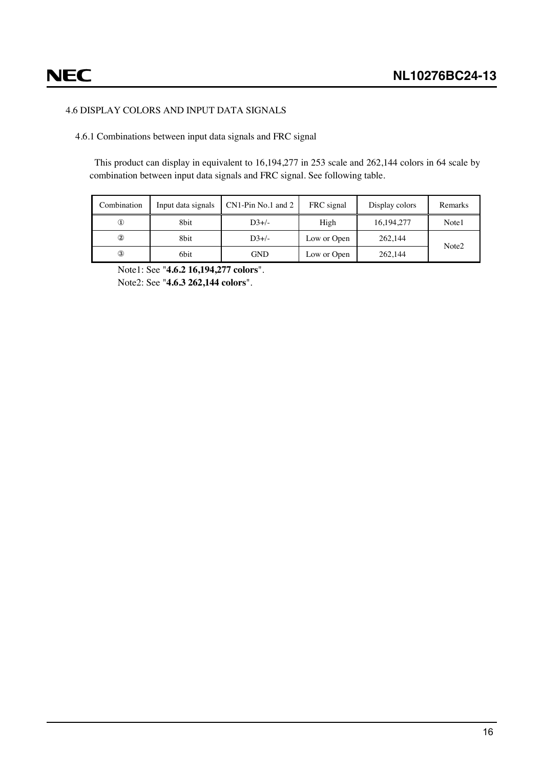## 4.6 DISPLAY COLORS AND INPUT DATA SIGNALS

### 4.6.1 Combinations between input data signals and FRC signal

This product can display in equivalent to 16,194,277 in 253 scale and 262,144 colors in 64 scale by combination between input data signals and FRC signal. See following table.

| Combination | Input data signals | CN1-Pin No.1 and 2 | FRC signal | Display colors | Remarks |
|---|---|---|---|---|---|
| ① | 8bit | D3+/- | High | 16,194,277 | Note1 |
| ② | 8bit | D3+/- | Low or Open | 262,144 | Note2 |
| ③ | 6bit | GND | Low or Open | 262,144 | |

Note1: See "**4.6.2 16,194,277 colors**".

Note2: See "**4.6.3 262,144 colors**".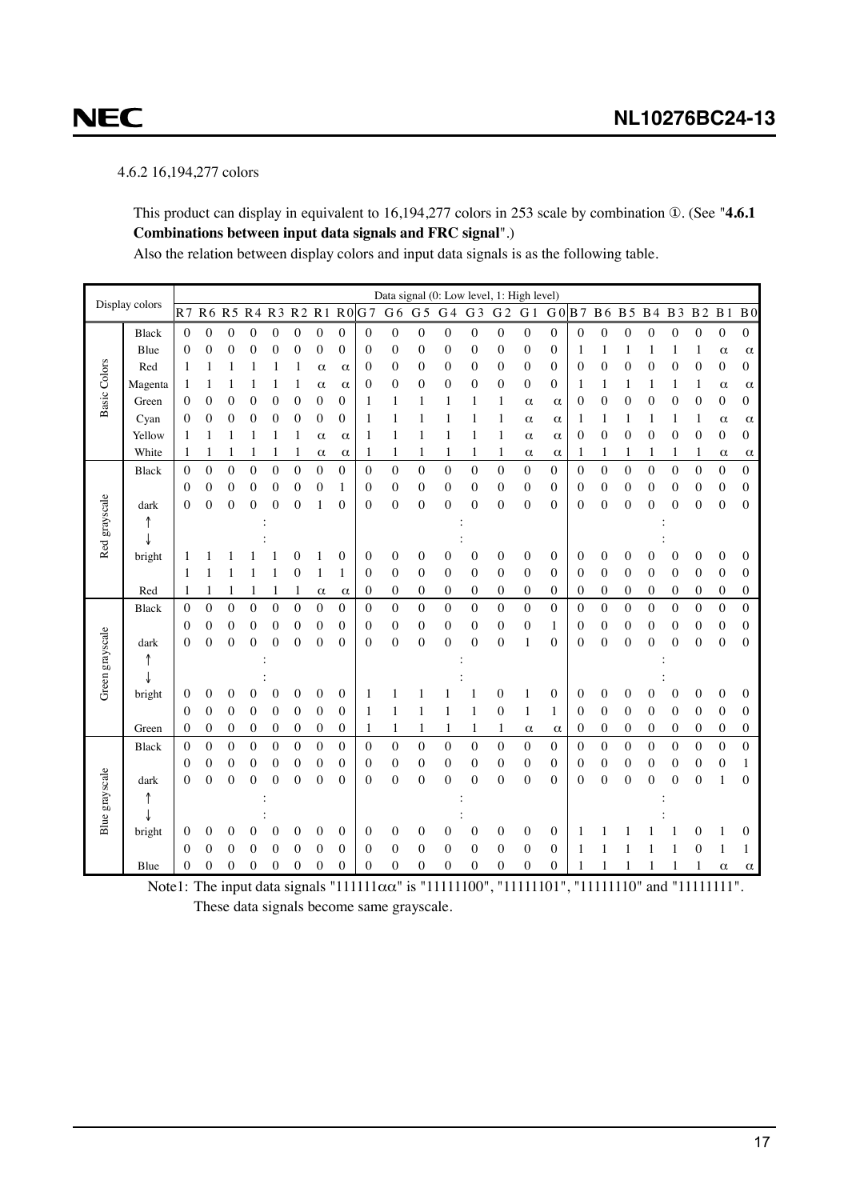4.6.2 16,194,277 colors

This product can display in equivalent to 16,194,277 colors in 253 scale by combination ①. (See "**4.6.1 Combinations between input data signals and FRC signal**".)

Also the relation between display colors and input data signals is as the following table.

| Display colors | | Data signal (0: Low level, 1: High level) | | | | | | | | | | | | | | | | | | | | | | | |
|---|---|---|---|---|---|---|---|---|---|---|---|---|---|---|---|---|---|---|---|---|---|---|---|---|---|
| | | R7 | R6 | R5 | R4 | R3 | R2 | R1 | R0 | G7 | G6 | G5 | G4 | G3 | G2 | G1 | G0 | B7 | B6 | B5 | B4 | B3 | B2 | B1 | B0 |
| Basic Colors | Black | 0 | 0 | 0 | 0 | 0 | 0 | 0 | 0 | 0 | 0 | 0 | 0 | 0 | 0 | 0 | 0 | 0 | 0 | 0 | 0 | 0 | 0 | 0 | 0 |
| | Blue | 0 | 0 | 0 | 0 | 0 | 0 | 0 | 0 | 0 | 0 | 0 | 0 | 0 | 0 | 0 | 0 | 1 | 1 | 1 | 1 | 1 | 1 | α | α |
| | Red | 1 | 1 | 1 | 1 | 1 | 1 | α | α | 0 | 0 | 0 | 0 | 0 | 0 | 0 | 0 | 0 | 0 | 0 | 0 | 0 | 0 | 0 | 0 |
| | Magenta | 1 | 1 | 1 | 1 | 1 | 1 | α | α | 0 | 0 | 0 | 0 | 0 | 0 | 0 | 0 | 1 | 1 | 1 | 1 | 1 | 1 | α | α |
| | Green | 0 | 0 | 0 | 0 | 0 | 0 | 0 | 0 | 1 | 1 | 1 | 1 | 1 | 1 | α | α | 0 | 0 | 0 | 0 | 0 | 0 | 0 | 0 |
| | Cyan | 0 | 0 | 0 | 0 | 0 | 0 | 0 | 0 | 1 | 1 | 1 | 1 | 1 | 1 | α | α | 1 | 1 | 1 | 1 | 1 | 1 | α | α |
| | Yellow | 1 | 1 | 1 | 1 | 1 | 1 | α | α | 1 | 1 | 1 | 1 | 1 | 1 | α | α | 0 | 0 | 0 | 0 | 0 | 0 | 0 | 0 |
| | White | 1 | 1 | 1 | 1 | 1 | 1 | α | α | 1 | 1 | 1 | 1 | 1 | 1 | α | α | 1 | 1 | 1 | 1 | 1 | 1 | α | α |
| Red grayscale | Black | 0 | 0 | 0 | 0 | 0 | 0 | 0 | 0 | 0 | 0 | 0 | 0 | 0 | 0 | 0 | 0 | 0 | 0 | 0 | 0 | 0 | 0 | 0 | 0 |
| | | 0 | 0 | 0 | 0 | 0 | 0 | 0 | 1 | 0 | 0 | 0 | 0 | 0 | 0 | 0 | 0 | 0 | 0 | 0 | 0 | 0 | 0 | 0 | 0 |
| | dark | 0 | 0 | 0 | 0 | 0 | 0 | 1 | 0 | 0 | 0 | 0 | 0 | 0 | 0 | 0 | 0 | 0 | 0 | 0 | 0 | 0 | 0 | 0 | 0 |
| | ↑ | | | | : | | | | | | | | : | | | | | | | | : | | | | |
| | ↓ | | | | : | | | | | | | | : | | | | | | | | : | | | | |
| | bright | 1 | 1 | 1 | 1 | 1 | 0 | 1 | 0 | 0 | 0 | 0 | 0 | 0 | 0 | 0 | 0 | 0 | 0 | 0 | 0 | 0 | 0 | 0 | 0 |
| | | 1 | 1 | 1 | 1 | 1 | 0 | 1 | 1 | 0 | 0 | 0 | 0 | 0 | 0 | 0 | 0 | 0 | 0 | 0 | 0 | 0 | 0 | 0 | 0 |
| | Red | 1 | 1 | 1 | 1 | 1 | 1 | α | α | 0 | 0 | 0 | 0 | 0 | 0 | 0 | 0 | 0 | 0 | 0 | 0 | 0 | 0 | 0 | 0 |
| Green grayscale | Black | 0 | 0 | 0 | 0 | 0 | 0 | 0 | 0 | 0 | 0 | 0 | 0 | 0 | 0 | 0 | 0 | 0 | 0 | 0 | 0 | 0 | 0 | 0 | 0 |
| | | 0 | 0 | 0 | 0 | 0 | 0 | 0 | 0 | 0 | 0 | 0 | 0 | 0 | 0 | 0 | 1 | 0 | 0 | 0 | 0 | 0 | 0 | 0 | 0 |
| | dark | 0 | 0 | 0 | 0 | 0 | 0 | 0 | 0 | 0 | 0 | 0 | 0 | 0 | 0 | 1 | 0 | 0 | 0 | 0 | 0 | 0 | 0 | 0 | 0 |
| | ↑ | | | | : | | | | | | | | : | | | | | | | | : | | | | |
| | ↓ | | | | : | | | | | | | | : | | | | | | | | : | | | | |
| | bright | 0 | 0 | 0 | 0 | 0 | 0 | 0 | 0 | 1 | 1 | 1 | 1 | 1 | 0 | 1 | 0 | 0 | 0 | 0 | 0 | 0 | 0 | 0 | 0 |
| | | 0 | 0 | 0 | 0 | 0 | 0 | 0 | 0 | 1 | 1 | 1 | 1 | 1 | 0 | 1 | 1 | 0 | 0 | 0 | 0 | 0 | 0 | 0 | 0 |
| | Green | 0 | 0 | 0 | 0 | 0 | 0 | 0 | 0 | 1 | 1 | 1 | 1 | 1 | 1 | α | α | 0 | 0 | 0 | 0 | 0 | 0 | 0 | 0 |
| Blue grayscale | Black | 0 | 0 | 0 | 0 | 0 | 0 | 0 | 0 | 0 | 0 | 0 | 0 | 0 | 0 | 0 | 0 | 0 | 0 | 0 | 0 | 0 | 0 | 0 | 0 |
| | | 0 | 0 | 0 | 0 | 0 | 0 | 0 | 0 | 0 | 0 | 0 | 0 | 0 | 0 | 0 | 0 | 0 | 0 | 0 | 0 | 0 | 0 | 0 | 1 |
| | dark | 0 | 0 | 0 | 0 | 0 | 0 | 0 | 0 | 0 | 0 | 0 | 0 | 0 | 0 | 0 | 0 | 0 | 0 | 0 | 0 | 0 | 0 | 1 | 0 |
| | ↑ | | | | : | | | | | | | | : | | | | | | | | : | | | | |
| | ↓ | | | | : | | | | | | | | : | | | | | | | | : | | | | |
| | bright | 0 | 0 | 0 | 0 | 0 | 0 | 0 | 0 | 0 | 0 | 0 | 0 | 0 | 0 | 0 | 0 | 1 | 1 | 1 | 1 | 1 | 0 | 1 | 0 |
| | | 0 | 0 | 0 | 0 | 0 | 0 | 0 | 0 | 0 | 0 | 0 | 0 | 0 | 0 | 0 | 0 | 1 | 1 | 1 | 1 | 1 | 0 | 1 | 1 |
| | Blue | 0 | 0 | 0 | 0 | 0 | 0 | 0 | 0 | 0 | 0 | 0 | 0 | 0 | 0 | 0 | 0 | 1 | 1 | 1 | 1 | 1 | 1 | α | α |

Note1: The input data signals "111111αα" is "11111100", "11111101", "11111110" and "11111111". These data signals become same grayscale.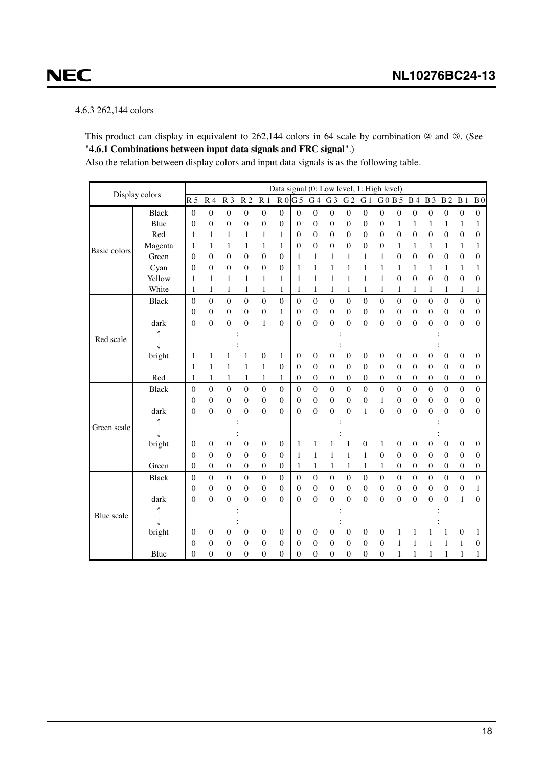4.6.3 262,144 colors

This product can display in equivalent to 262,144 colors in 64 scale by combination ② and ③. (See "**4.6.1 Combinations between input data signals and FRC signal**".)

Also the relation between display colors and input data signals is as the following table.

| Display colors | | Data signal (0: Low level, 1: High level) | | | | | | | | | | | | | | | | | |
|---|---|---|---|---|---|---|---|---|---|---|---|---|---|---|---|---|---|---|---|
| | | R 5 | R 4 | R 3 | R 2 | R 1 | R 0 | G 5 | G 4 | G 3 | G 2 | G 1 | G 0 | B 5 | B 4 | B 3 | B 2 | B 1 | B 0 |
| Basic colors | Black | 0 | 0 | 0 | 0 | 0 | 0 | 0 | 0 | 0 | 0 | 0 | 0 | 0 | 0 | 0 | 0 | 0 | 0 |
| | Blue | 0 | 0 | 0 | 0 | 0 | 0 | 0 | 0 | 0 | 0 | 0 | 0 | 1 | 1 | 1 | 1 | 1 | 1 |
| | Red | 1 | 1 | 1 | 1 | 1 | 1 | 0 | 0 | 0 | 0 | 0 | 0 | 0 | 0 | 0 | 0 | 0 | 0 |
| | Magenta | 1 | 1 | 1 | 1 | 1 | 1 | 0 | 0 | 0 | 0 | 0 | 0 | 1 | 1 | 1 | 1 | 1 | 1 |
| | Green | 0 | 0 | 0 | 0 | 0 | 0 | 1 | 1 | 1 | 1 | 1 | 1 | 0 | 0 | 0 | 0 | 0 | 0 |
| | Cyan | 0 | 0 | 0 | 0 | 0 | 0 | 1 | 1 | 1 | 1 | 1 | 1 | 1 | 1 | 1 | 1 | 1 | 1 |
| | Yellow | 1 | 1 | 1 | 1 | 1 | 1 | 1 | 1 | 1 | 1 | 1 | 1 | 0 | 0 | 0 | 0 | 0 | 0 |
| | White | 1 | 1 | 1 | 1 | 1 | 1 | 1 | 1 | 1 | 1 | 1 | 1 | 1 | 1 | 1 | 1 | 1 | 1 |
| Red scale | Black | 0 | 0 | 0 | 0 | 0 | 0 | 0 | 0 | 0 | 0 | 0 | 0 | 0 | 0 | 0 | 0 | 0 | 0 |
| | | 0 | 0 | 0 | 0 | 0 | 1 | 0 | 0 | 0 | 0 | 0 | 0 | 0 | 0 | 0 | 0 | 0 | 0 |
| | dark | 0 | 0 | 0 | 0 | 1 | 0 | 0 | 0 | 0 | 0 | 0 | 0 | 0 | 0 | 0 | 0 | 0 | 0 |
| | ↑ | | | : | | | | | | | : | | | | | | : | | |
| | ↓ | | | : | | | | | | | : | | | | | | : | | |
| | bright | 1 | 1 | 1 | 1 | 0 | 1 | 0 | 0 | 0 | 0 | 0 | 0 | 0 | 0 | 0 | 0 | 0 | 0 |
| | | 1 | 1 | 1 | 1 | 1 | 0 | 0 | 0 | 0 | 0 | 0 | 0 | 0 | 0 | 0 | 0 | 0 | 0 |
| | Red | 1 | 1 | 1 | 1 | 1 | 1 | 0 | 0 | 0 | 0 | 0 | 0 | 0 | 0 | 0 | 0 | 0 | 0 |
| Green scale | Black | 0 | 0 | 0 | 0 | 0 | 0 | 0 | 0 | 0 | 0 | 0 | 0 | 0 | 0 | 0 | 0 | 0 | 0 |
| | | 0 | 0 | 0 | 0 | 0 | 0 | 0 | 0 | 0 | 0 | 0 | 1 | 0 | 0 | 0 | 0 | 0 | 0 |
| | dark | 0 | 0 | 0 | 0 | 0 | 0 | 0 | 0 | 0 | 0 | 1 | 0 | 0 | 0 | 0 | 0 | 0 | 0 |
| | ↑ | | | : | | | | | | | : | | | | | | : | | |
| | ↓ | | | : | | | | | | | : | | | | | | : | | |
| | bright | 0 | 0 | 0 | 0 | 0 | 0 | 1 | 1 | 1 | 1 | 0 | 1 | 0 | 0 | 0 | 0 | 0 | 0 |
| | | 0 | 0 | 0 | 0 | 0 | 0 | 1 | 1 | 1 | 1 | 1 | 0 | 0 | 0 | 0 | 0 | 0 | 0 |
| | Green | 0 | 0 | 0 | 0 | 0 | 0 | 1 | 1 | 1 | 1 | 1 | 1 | 0 | 0 | 0 | 0 | 0 | 0 |
| Blue scale | Black | 0 | 0 | 0 | 0 | 0 | 0 | 0 | 0 | 0 | 0 | 0 | 0 | 0 | 0 | 0 | 0 | 0 | 0 |
| | | 0 | 0 | 0 | 0 | 0 | 0 | 0 | 0 | 0 | 0 | 0 | 0 | 0 | 0 | 0 | 0 | 0 | 1 |
| | dark | 0 | 0 | 0 | 0 | 0 | 0 | 0 | 0 | 0 | 0 | 0 | 0 | 0 | 0 | 0 | 0 | 1 | 0 |
| | ↑ | | | : | | | | | | | : | | | | | | : | | |
| | ↓ | | | : | | | | | | | : | | | | | | : | | |
| | bright | 0 | 0 | 0 | 0 | 0 | 0 | 0 | 0 | 0 | 0 | 0 | 0 | 1 | 1 | 1 | 1 | 0 | 1 |
| | | 0 | 0 | 0 | 0 | 0 | 0 | 0 | 0 | 0 | 0 | 0 | 0 | 1 | 1 | 1 | 1 | 1 | 0 |
| | Blue | 0 | 0 | 0 | 0 | 0 | 0 | 0 | 0 | 0 | 0 | 0 | 0 | 1 | 1 | 1 | 1 | 1 | 1 |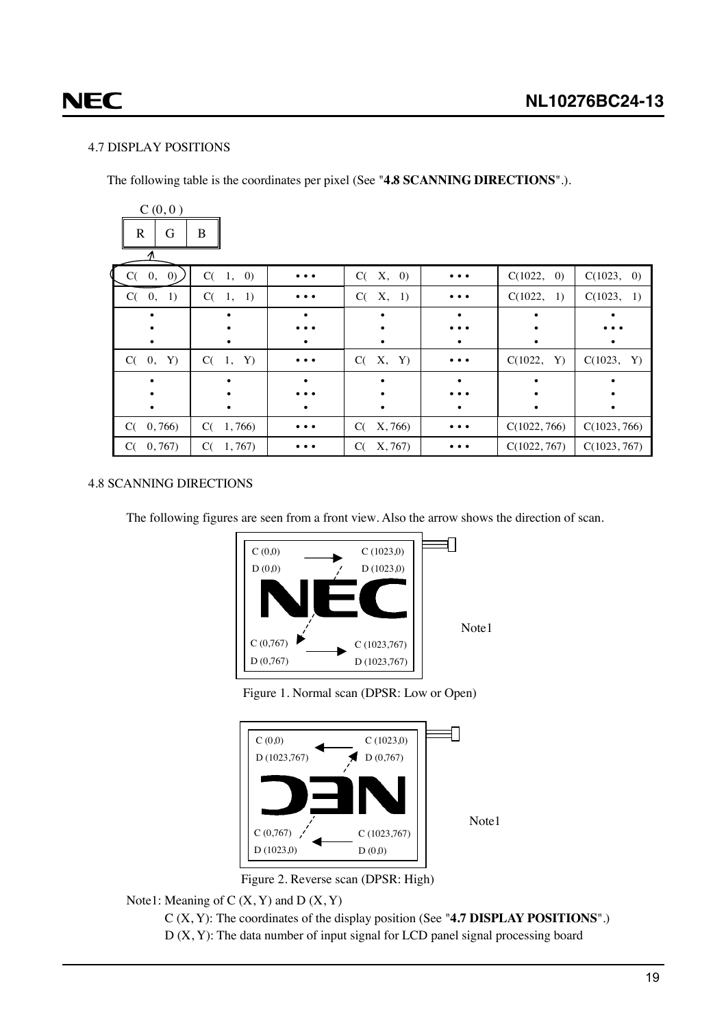## 4.7 DISPLAY POSITIONS

The following table is the coordinates per pixel (See "**4.8 SCANNING DIRECTIONS**".).

C (0, 0 )

| R | G | B |
|---|---|---|

| C( 0, 0) | C( 1, 0) | • • • | C( X, 0) | • • • | C(1022, 0) | C(1023, 0) |
|---|---|---|---|---|---|---|
| C( 0, 1) | C( 1, 1) | • • • | C( X, 1) | • • • | C(1022, 1) | C(1023, 1) |
| • | • | • | • | • | • | • |
| C( 0, Y) | C( 1, Y) | • • • | C( X, Y) | • • • | C(1022, Y) | C(1023, Y) |
| • | • | • | • | • | • | • |
| C( 0, 766) | C( 1, 766) | • • • | C( X, 766) | • • • | C(1022, 766) | C(1023, 766) |
| C( 0, 767) | C( 1, 767) | • • • | C( X, 767) | • • • | C(1022, 767) | C(1023, 767) |

## 4.8 SCANNING DIRECTIONS

The following figures are seen from a front view. Also the arrow shows the direction of scan.

C (0,0) D (0,0) → C (1023,0) D (1023,0)

C (0,767) D (0,767) → C (1023,767) D (1023,767)

Note1

Figure 1. Normal scan (DPSR: Low or Open)

C (0,0) D (1023,767) ← C (1023,0) D (0,767)

C (0,767) D (1023,0) ← C (1023,767) D (0,0)

Note1

Figure 2. Reverse scan (DPSR: High)

Note1: Meaning of C (X, Y) and D (X, Y)

C (X, Y): The coordinates of the display position (See "**4.7 DISPLAY POSITIONS**".)

D (X, Y): The data number of input signal for LCD panel signal processing board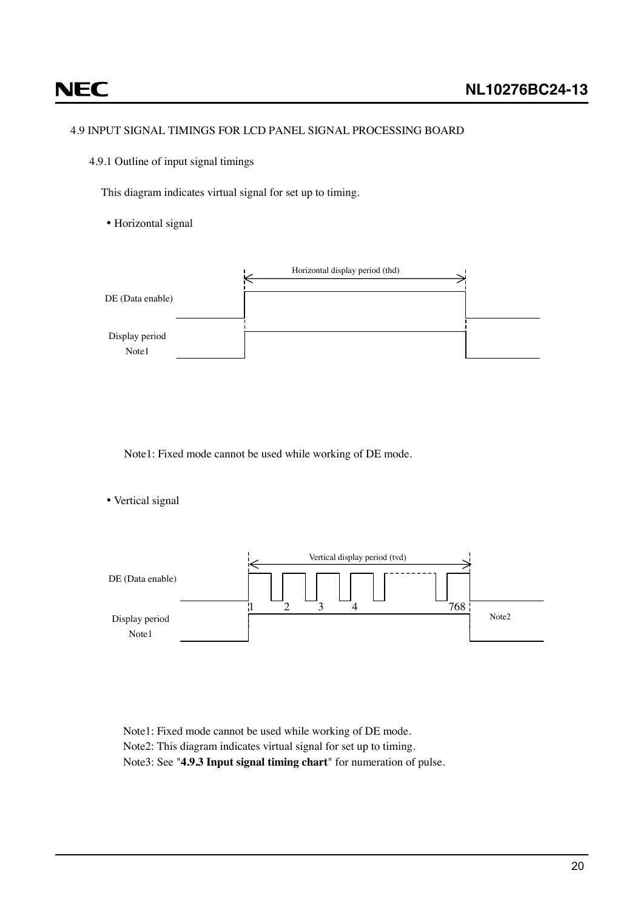## 4.9 INPUT SIGNAL TIMINGS FOR LCD PANEL SIGNAL PROCESSING BOARD

### 4.9.1 Outline of input signal timings

This diagram indicates virtual signal for set up to timing.

- Horizontal signal

Horizontal display period (thd)

DE (Data enable)

Display period
Note1

Note1: Fixed mode cannot be used while working of DE mode.

- Vertical signal

Vertical display period (tvd)

DE (Data enable)

1 2 3 4 768

Display period
Note1

Note2

Note1: Fixed mode cannot be used while working of DE mode.
Note2: This diagram indicates virtual signal for set up to timing.
Note3: See "**4.9.3 Input signal timing chart**" for numeration of pulse.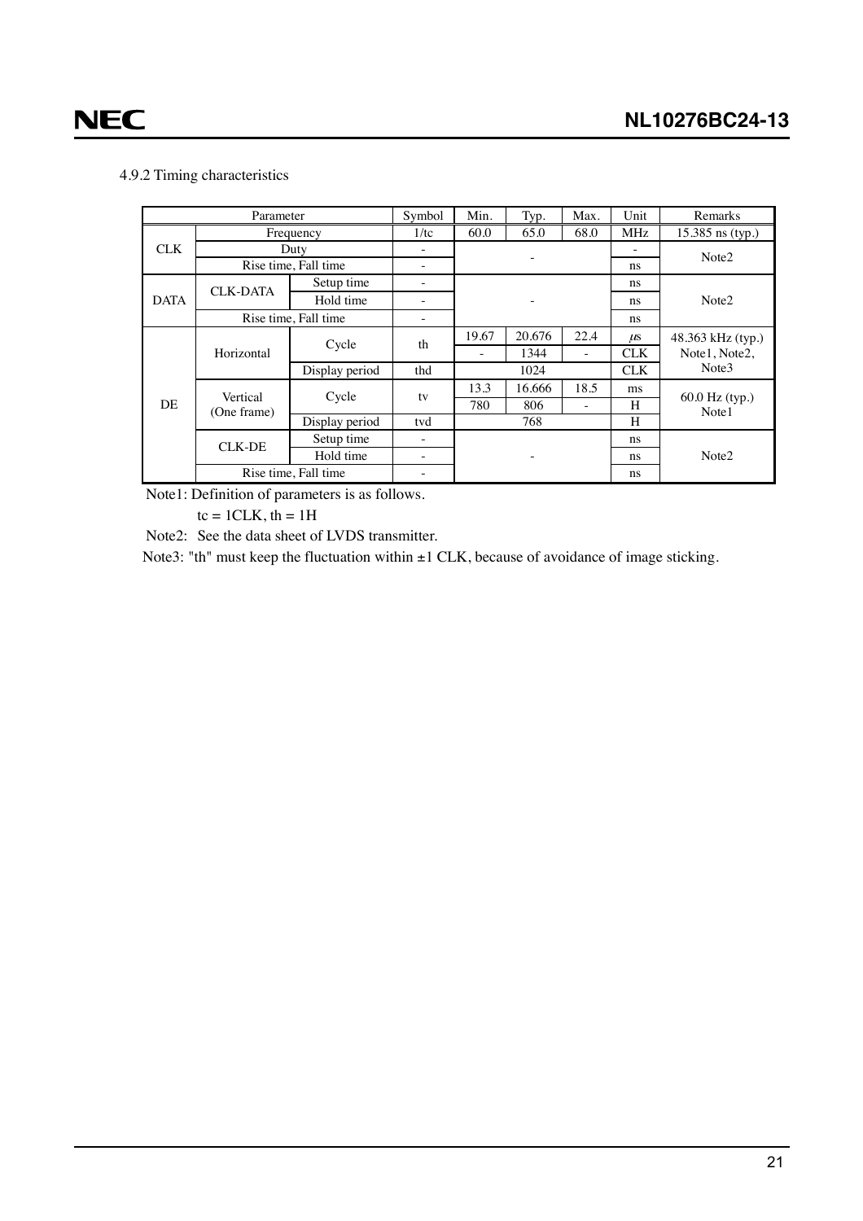4.9.2 Timing characteristics

| Parameter | | | Symbol | Min. | Typ. | Max. | Unit | Remarks |
|---|---|---|---|---|---|---|---|---|
| CLK | Frequency | | 1/tc | 60.0 | 65.0 | 68.0 | MHz | 15.385 ns (typ.) |
| | Duty | | - | - | | | - | Note2 |
| | Rise time, Fall time | | - | | | | ns | |
| DATA | CLK-DATA | Setup time | - | - | | | ns | Note2 |
| | | Hold time | - | | | | ns | |
| | Rise time, Fall time | | - | | | | ns | |
| DE | Horizontal | Cycle | th | 19.67 | 20.676 | 22.4 | μs | 48.363 kHz (typ.) Note1, Note2, Note3 |
| | | | | - | 1344 | - | CLK | |
| | | Display period | thd | 1024 | | | CLK | |
| | Vertical (One frame) | Cycle | tv | 13.3 | 16.666 | 18.5 | ms | 60.0 Hz (typ.) Note1 |
| | | | | 780 | 806 | - | H | |
| | | Display period | tvd | 768 | | | H | |
| | CLK-DE | Setup time | - | - | | | ns | Note2 |
| | | Hold time | - | | | | ns | |
| | Rise time, Fall time | | - | | | | ns | |

Note1: Definition of parameters is as follows.

tc = 1CLK, th = 1H

Note2: See the data sheet of LVDS transmitter.

Note3: "th" must keep the fluctuation within ±1 CLK, because of avoidance of image sticking.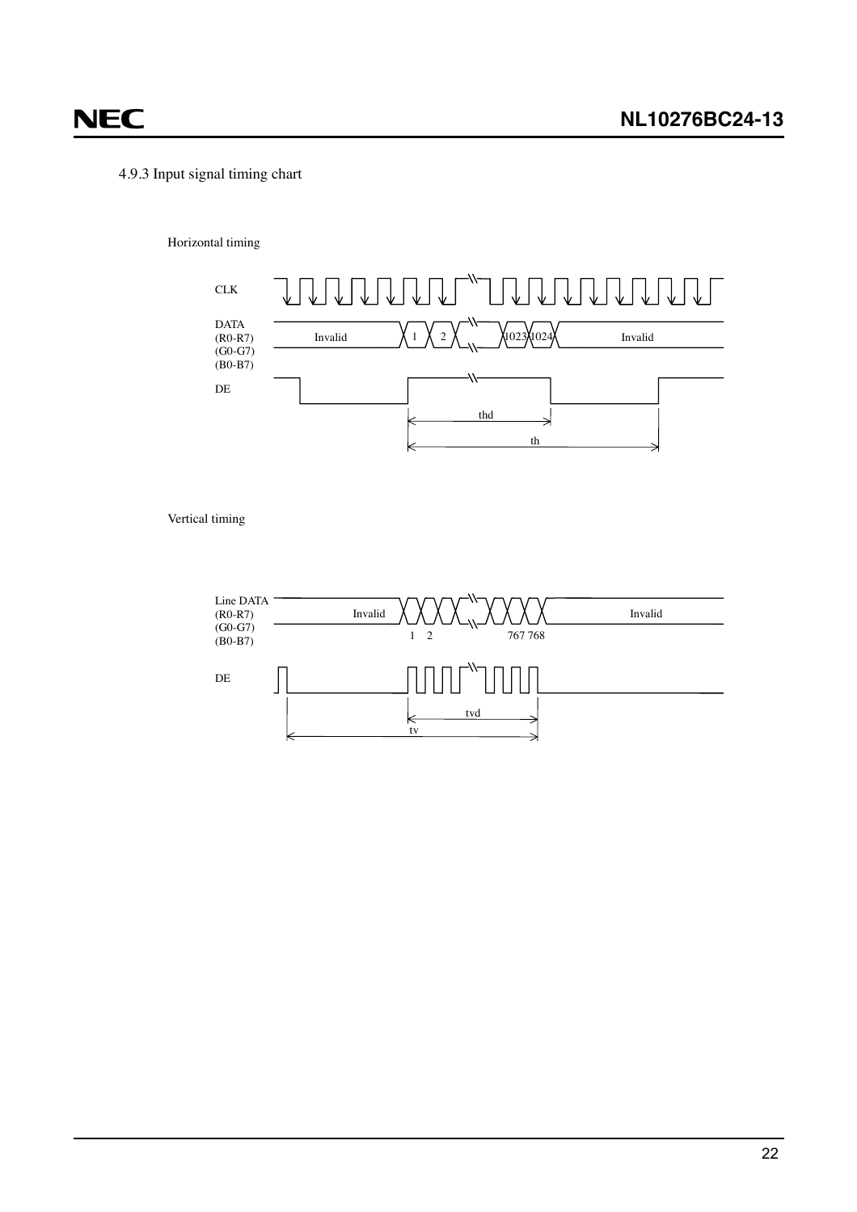4.9.3 Input signal timing chart

Horizontal timing

CLK

DATA
(R0-R7)
(G0-G7)
(B0-B7)

Invalid 1 2 1023 1024 Invalid

DE

thd

th

Vertical timing

Line DATA
(R0-R7)
(G0-G7)
(B0-B7)

Invalid Invalid

1 2 767 768

DE

tvd

tv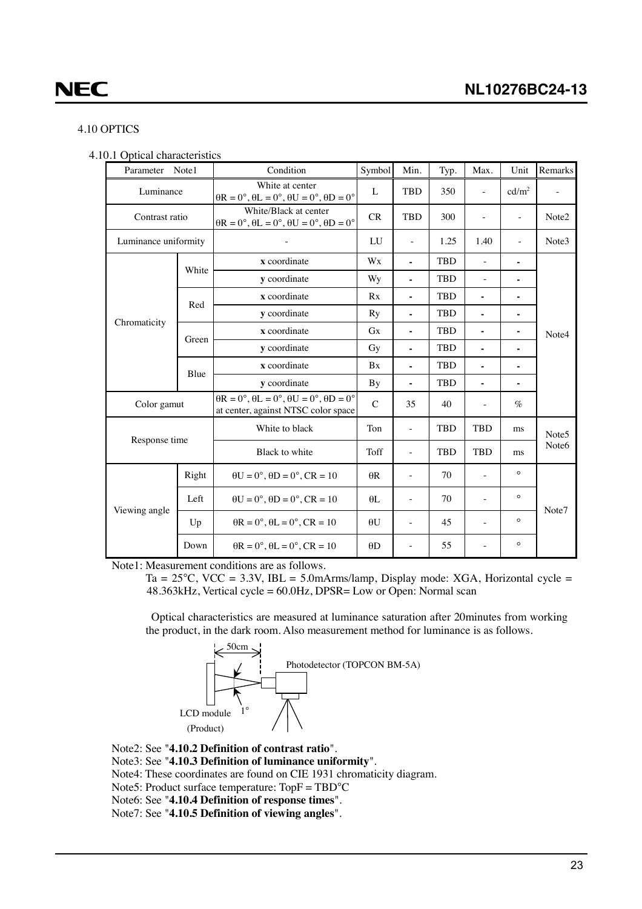## 4.10 OPTICS

### 4.10.1 Optical characteristics

| Parameter Note1 | | Condition | Symbol | Min. | Typ. | Max. | Unit | Remarks |
|---|---|---|---|---|---|---|---|---|
| Luminance | | White at center θR = 0°, θL = 0°, θU = 0°, θD = 0° | L | TBD | 350 | - | cd/m² | - |
| Contrast ratio | | White/Black at center θR = 0°, θL = 0°, θU = 0°, θD = 0° | CR | TBD | 300 | - | - | Note2 |
| Luminance uniformity | | - | LU | - | 1.25 | 1.40 | - | Note3 |
| Chromaticity | White | **x** coordinate | Wx | - | TBD | - | - | Note4 |
| | | **y** coordinate | Wy | - | TBD | - | - | |
| | Red | **x** coordinate | Rx | - | TBD | - | - | |
| | | **y** coordinate | Ry | - | TBD | - | - | |
| | Green | **x** coordinate | Gx | - | TBD | - | - | |
| | | **y** coordinate | Gy | - | TBD | - | - | |
| | Blue | **x** coordinate | Bx | - | TBD | - | - | |
| | | **y** coordinate | By | - | TBD | - | - | |
| Color gamut | | θR = 0°, θL = 0°, θU = 0°, θD = 0° at center, against NTSC color space | C | 35 | 40 | - | % | |
| Response time | | White to black | Ton | - | TBD | TBD | ms | Note5 Note6 |
| | | Black to white | Toff | - | TBD | TBD | ms | |
| Viewing angle | Right | θU = 0°, θD = 0°, CR = 10 | θR | - | 70 | - | ° | Note7 |
| | Left | θU = 0°, θD = 0°, CR = 10 | θL | - | 70 | - | ° | |
| | Up | θR = 0°, θL = 0°, CR = 10 | θU | - | 45 | - | ° | |
| | Down | θR = 0°, θL = 0°, CR = 10 | θD | - | 55 | - | ° | |

Note1: Measurement conditions are as follows.

Ta = 25°C, VCC = 3.3V, IBL = 5.0mArms/lamp, Display mode: XGA, Horizontal cycle = 48.363kHz, Vertical cycle = 60.0Hz, DPSR= Low or Open: Normal scan

Optical characteristics are measured at luminance saturation after 20minutes from working the product, in the dark room. Also measurement method for luminance is as follows.

50cm

Photodetector (TOPCON BM-5A)

1°

LCD module (Product)

Note2: See "**4.10.2 Definition of contrast ratio**".

Note3: See "**4.10.3 Definition of luminance uniformity**".

Note4: These coordinates are found on CIE 1931 chromaticity diagram.

Note5: Product surface temperature: TopF = TBD°C

Note6: See "**4.10.4 Definition of response times**".

Note7: See "**4.10.5 Definition of viewing angles**".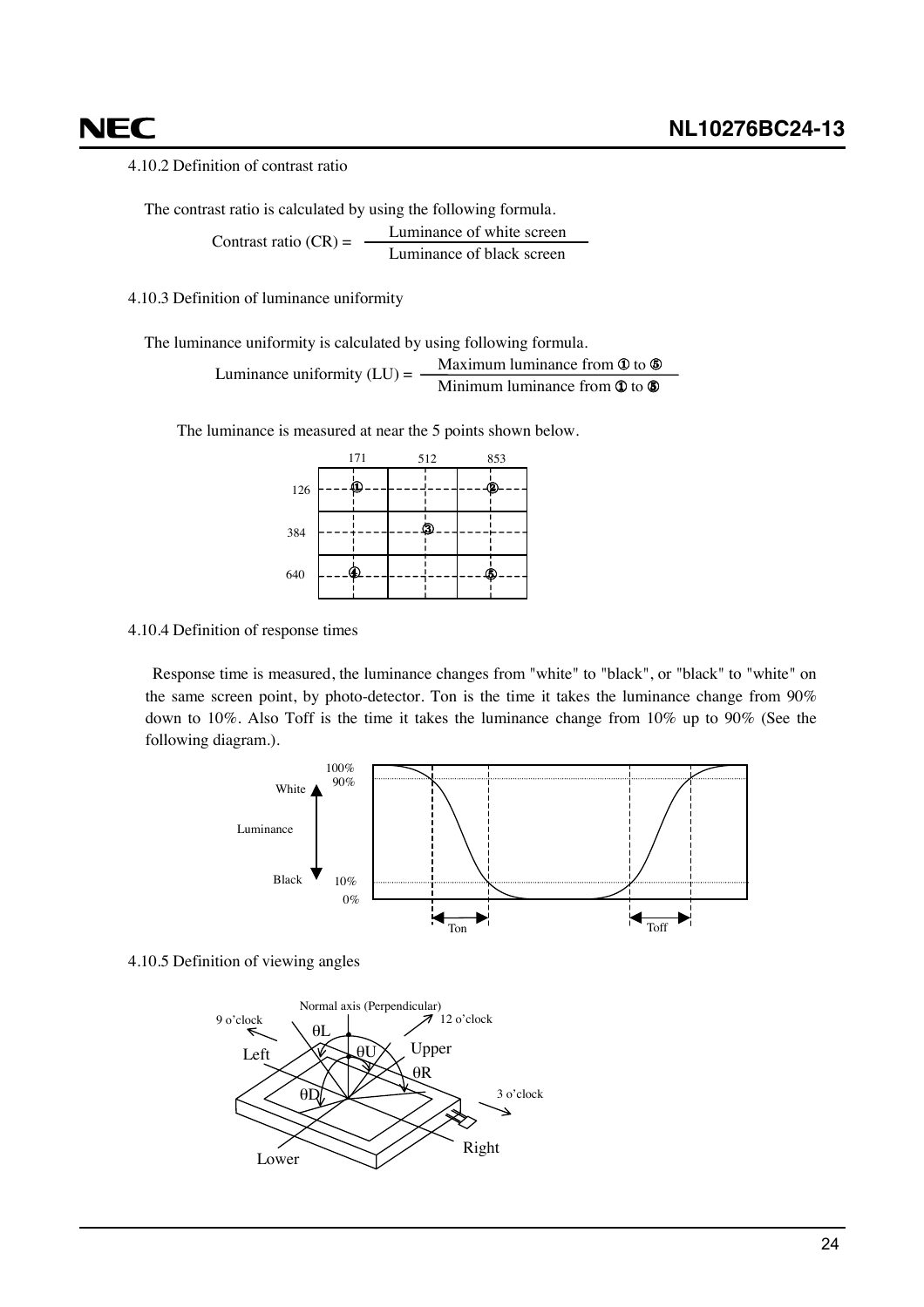4.10.2 Definition of contrast ratio

The contrast ratio is calculated by using the following formula.

$$\text{Contrast ratio (CR)} = \frac{\text{Luminance of white screen}}{\text{Luminance of black screen}}$$

4.10.3 Definition of luminance uniformity

The luminance uniformity is calculated by using following formula.

$$\text{Luminance uniformity (LU)} = \frac{\text{Maximum luminance from ① to ⑤}}{\text{Minimum luminance from ① to ⑤}}$$

The luminance is measured at near the 5 points shown below.

| | 171 | 512 | 853 |
|---|---|---|---|
| 126 | ① | | ② |
| 384 | | ③ | |
| 640 | ④ | | ⑤ |

4.10.4 Definition of response times

Response time is measured, the luminance changes from "white" to "black", or "black" to "white" on the same screen point, by photo-detector. Ton is the time it takes the luminance change from 90% down to 10%. Also Toff is the time it takes the luminance change from 10% up to 90% (See the following diagram.).

4.10.5 Definition of viewing angles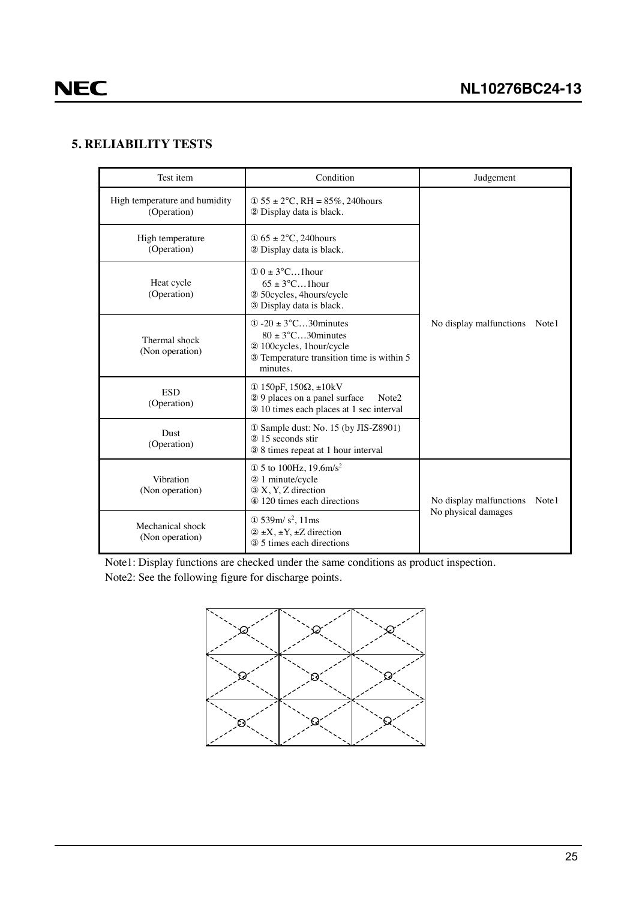## 5. RELIABILITY TESTS

| Test item | Condition | Judgement |
|---|---|---|
| High temperature and humidity (Operation) | ① 55 ± 2°C, RH = 85%, 240hours<br>② Display data is black. | No display malfunctions Note1 |
| High temperature (Operation) | ① 65 ± 2°C, 240hours<br>② Display data is black. | |
| Heat cycle (Operation) | ① 0 ± 3°C…1hour<br>65 ± 3°C…1hour<br>② 50cycles, 4hours/cycle<br>③ Display data is black. | |
| Thermal shock (Non operation) | ① -20 ± 3°C…30minutes<br>80 ± 3°C…30minutes<br>② 100cycles, 1hour/cycle<br>③ Temperature transition time is within 5 minutes. | |
| ESD (Operation) | ① 150pF, 150Ω, ±10kV<br>② 9 places on a panel surface Note2<br>③ 10 times each places at 1 sec interval | |
| Dust (Operation) | ① Sample dust: No. 15 (by JIS-Z8901)<br>② 15 seconds stir<br>③ 8 times repeat at 1 hour interval | |
| Vibration (Non operation) | ① 5 to 100Hz, 19.6m/s$^2$<br>② 1 minute/cycle<br>③ X, Y, Z direction<br>④ 120 times each directions | No display malfunctions Note1<br>No physical damages |
| Mechanical shock (Non operation) | ① 539m/ s$^2$, 11ms<br>② ±X, ±Y, ±Z direction<br>③ 5 times each directions | |

Note1: Display functions are checked under the same conditions as product inspection.

Note2: See the following figure for discharge points.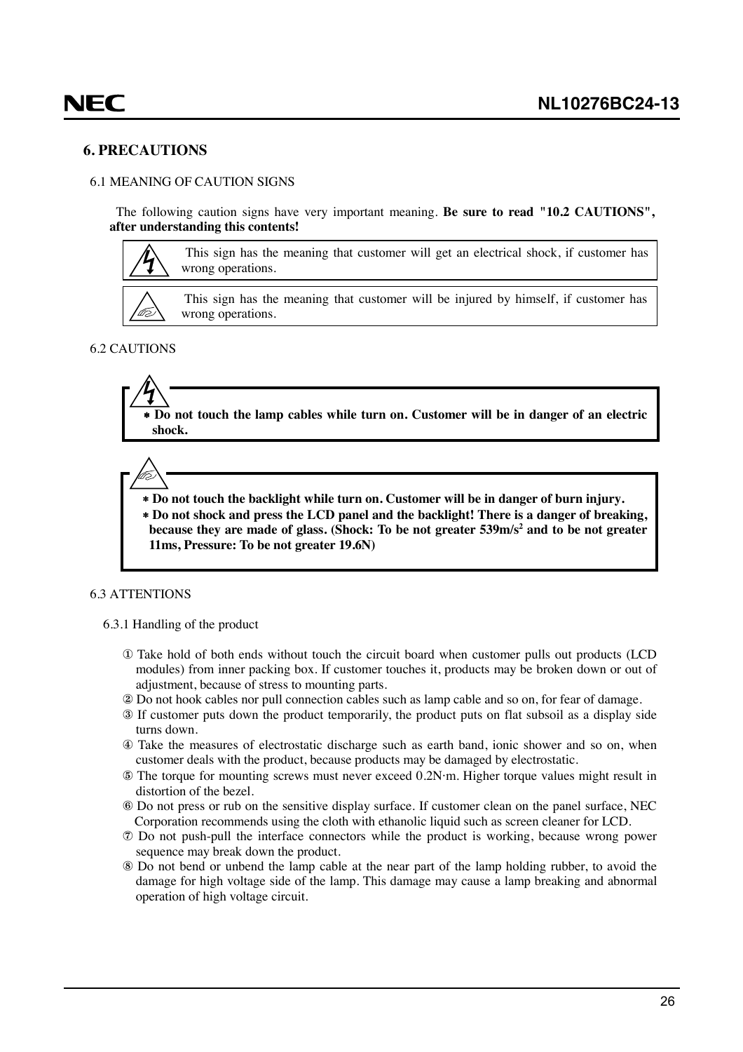## 6. PRECAUTIONS

### 6.1 MEANING OF CAUTION SIGNS

The following caution signs have very important meaning. **Be sure to read "10.2 CAUTIONS", after understanding this contents!**

| | |
|---|---|
| ⚡ | This sign has the meaning that customer will get an electrical shock, if customer has wrong operations. |
| ⚠ | This sign has the meaning that customer will be injured by himself, if customer has wrong operations. |

### 6.2 CAUTIONS

⚡

- **Do not touch the lamp cables while turn on. Customer will be in danger of an electric shock.**

⚠

- **Do not touch the backlight while turn on. Customer will be in danger of burn injury.**
- **Do not shock and press the LCD panel and the backlight! There is a danger of breaking, because they are made of glass. (Shock: To be not greater 539m/s² and to be not greater 11ms, Pressure: To be not greater 19.6N)**

### 6.3 ATTENTIONS

#### 6.3.1 Handling of the product

① Take hold of both ends without touch the circuit board when customer pulls out products (LCD modules) from inner packing box. If customer touches it, products may be broken down or out of adjustment, because of stress to mounting parts.

② Do not hook cables nor pull connection cables such as lamp cable and so on, for fear of damage.

③ If customer puts down the product temporarily, the product puts on flat subsoil as a display side turns down.

④ Take the measures of electrostatic discharge such as earth band, ionic shower and so on, when customer deals with the product, because products may be damaged by electrostatic.

⑤ The torque for mounting screws must never exceed 0.2N·m. Higher torque values might result in distortion of the bezel.

⑥ Do not press or rub on the sensitive display surface. If customer clean on the panel surface, NEC Corporation recommends using the cloth with ethanolic liquid such as screen cleaner for LCD.

⑦ Do not push-pull the interface connectors while the product is working, because wrong power sequence may break down the product.

⑧ Do not bend or unbend the lamp cable at the near part of the lamp holding rubber, to avoid the damage for high voltage side of the lamp. This damage may cause a lamp breaking and abnormal operation of high voltage circuit.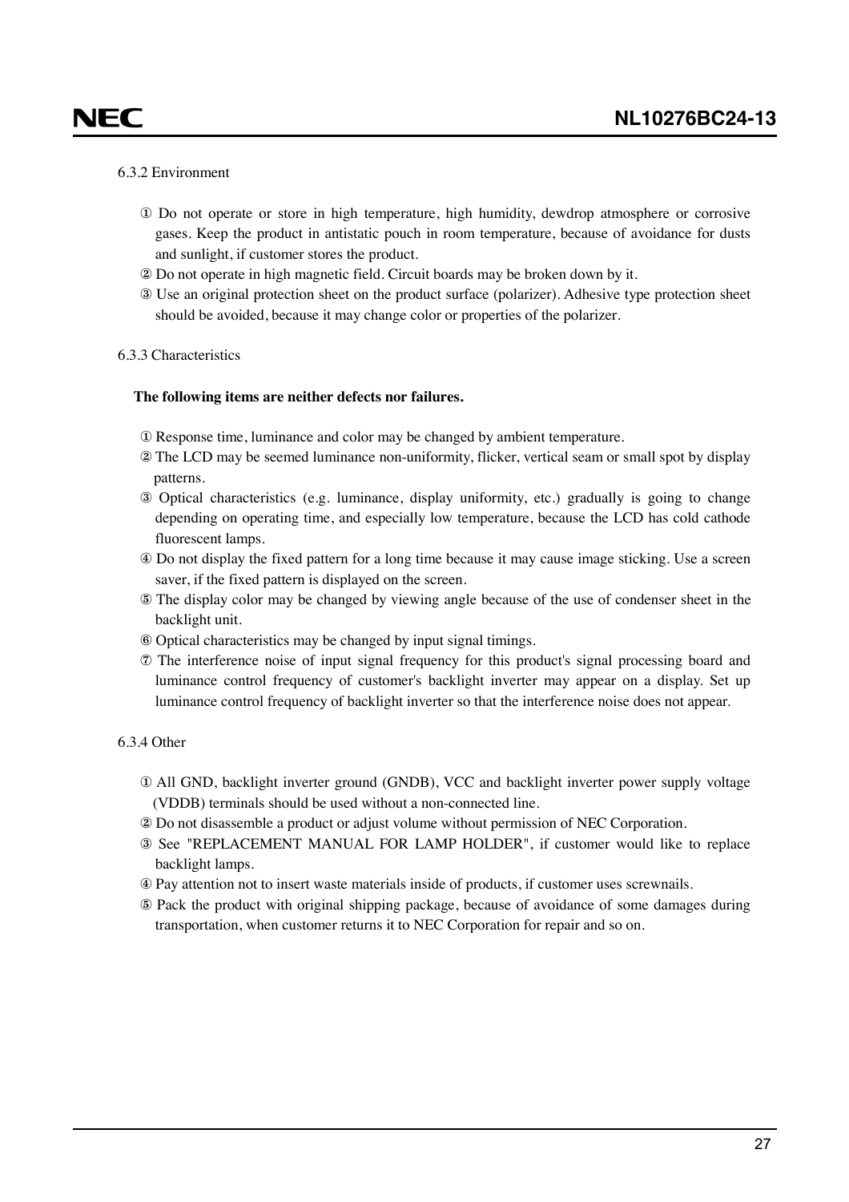6.3.2 Environment

① Do not operate or store in high temperature, high humidity, dewdrop atmosphere or corrosive gases. Keep the product in antistatic pouch in room temperature, because of avoidance for dusts and sunlight, if customer stores the product.

② Do not operate in high magnetic field. Circuit boards may be broken down by it.

③ Use an original protection sheet on the product surface (polarizer). Adhesive type protection sheet should be avoided, because it may change color or properties of the polarizer.

6.3.3 Characteristics

**The following items are neither defects nor failures.**

① Response time, luminance and color may be changed by ambient temperature.

② The LCD may be seemed luminance non-uniformity, flicker, vertical seam or small spot by display patterns.

③ Optical characteristics (e.g. luminance, display uniformity, etc.) gradually is going to change depending on operating time, and especially low temperature, because the LCD has cold cathode fluorescent lamps.

④ Do not display the fixed pattern for a long time because it may cause image sticking. Use a screen saver, if the fixed pattern is displayed on the screen.

⑤ The display color may be changed by viewing angle because of the use of condenser sheet in the backlight unit.

⑥ Optical characteristics may be changed by input signal timings.

⑦ The interference noise of input signal frequency for this product's signal processing board and luminance control frequency of customer's backlight inverter may appear on a display. Set up luminance control frequency of backlight inverter so that the interference noise does not appear.

6.3.4 Other

① All GND, backlight inverter ground (GNDB), VCC and backlight inverter power supply voltage (VDDB) terminals should be used without a non-connected line.

② Do not disassemble a product or adjust volume without permission of NEC Corporation.

③ See "REPLACEMENT MANUAL FOR LAMP HOLDER", if customer would like to replace backlight lamps.

④ Pay attention not to insert waste materials inside of products, if customer uses screwnails.

⑤ Pack the product with original shipping package, because of avoidance of some damages during transportation, when customer returns it to NEC Corporation for repair and so on.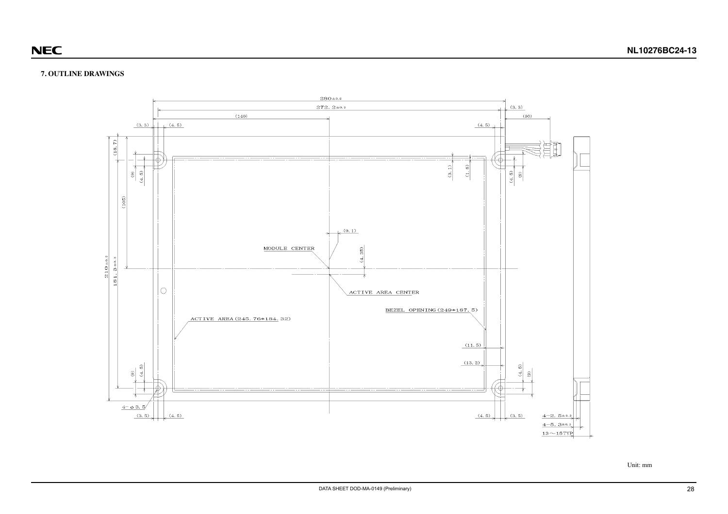## 7. OUTLINE DRAWINGS

Unit: mm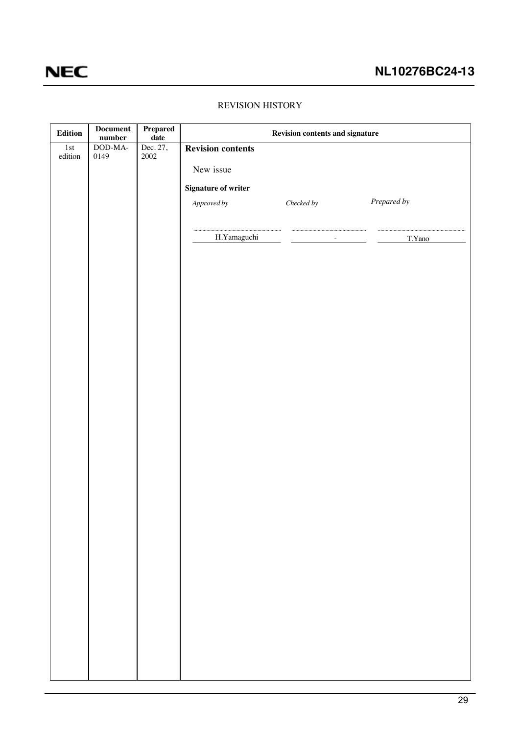REVISION HISTORY

| Edition | Document number | Prepared date | Revision contents and signature |
|---|---|---|---|
| 1st edition | DOD-MA-0149 | Dec. 27, 2002 | **Revision contents**<br><br>New issue<br><br>**Signature of writer**<br><br>*Approved by*: H.Yamaguchi<br>*Checked by*: -<br>*Prepared by*: T.Yano |